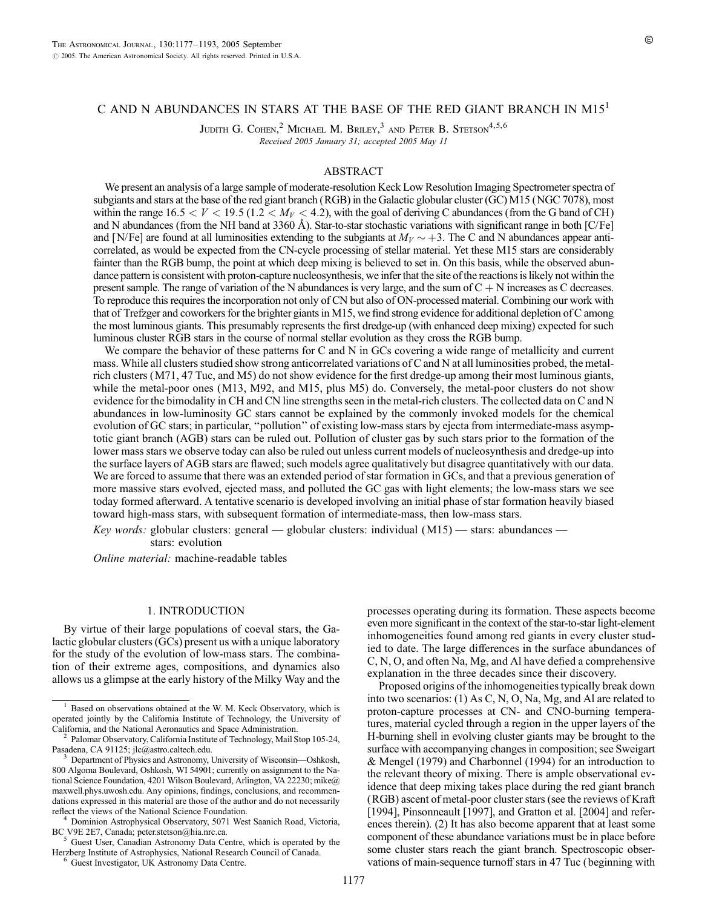# C AND N ABUNDANCES IN STARS AT THE BASE OF THE RED GIANT BRANCH IN M15[1]

Judith G. Cohen,[2] Michael M. Briley,[3] and Peter B. Stetson[4,5,6]

*Received 2005 January 31; accepted 2005 May 11*

## ABSTRACT

We present an analysis of a large sample of moderate-resolution Keck Low Resolution Imaging Spectrometer spectra of subgiants and stars at the base of the red giant branch (RGB) in the Galactic globular cluster (GC) M15 (NGC 7078), most within the range $16.5 < V < 19.5$ ($1.2 < M_V < 4.2$), with the goal of deriving C abundances (from the G band of CH) and N abundances (from the NH band at 3360 Å). Star-to-star stochastic variations with significant range in both [C/Fe] and [N/Fe] are found at all luminosities extending to the subgiants at $M_V \sim +3$. The C and N abundances appear anticorrelated, as would be expected from the CN-cycle processing of stellar material. Yet these M15 stars are considerably fainter than the RGB bump, the point at which deep mixing is believed to set in. On this basis, while the observed abundance pattern is consistent with proton-capture nucleosynthesis, we infer that the site of the reactions is likely not within the present sample. The range of variation of the N abundances is very large, and the sum of C + N increases as C decreases. To reproduce this requires the incorporation not only of CN but also of ON-processed material. Combining our work with that of Trefzger and coworkers for the brighter giants in M15, we find strong evidence for additional depletion of C among the most luminous giants. This presumably represents the first dredge-up (with enhanced deep mixing) expected for such luminous cluster RGB stars in the course of normal stellar evolution as they cross the RGB bump.

We compare the behavior of these patterns for C and N in GCs covering a wide range of metallicity and current mass. While all clusters studied show strong anticorrelated variations of C and N at all luminosities probed, the metal-rich clusters (M71, 47 Tuc, and M5) do not show evidence for the first dredge-up among their most luminous giants, while the metal-poor ones (M13, M92, and M15, plus M5) do. Conversely, the metal-poor clusters do not show evidence for the bimodality in CH and CN line strengths seen in the metal-rich clusters. The collected data on C and N abundances in low-luminosity GC stars cannot be explained by the commonly invoked models for the chemical evolution of GC stars; in particular, "pollution" of existing low-mass stars by ejecta from intermediate-mass asymptotic giant branch (AGB) stars can be ruled out. Pollution of cluster gas by such stars prior to the formation of the lower mass stars we observe today can also be ruled out unless current models of nucleosynthesis and dredge-up into the surface layers of AGB stars are flawed; such models agree qualitatively but disagree quantitatively with our data. We are forced to assume that there was an extended period of star formation in GCs, and that a previous generation of more massive stars evolved, ejected mass, and polluted the GC gas with light elements; the low-mass stars we see today formed afterward. A tentative scenario is developed involving an initial phase of star formation heavily biased toward high-mass stars, with subsequent formation of intermediate-mass, then low-mass stars.

*Key words:* globular clusters: general — globular clusters: individual (M15) — stars: abundances — stars: evolution

*Online material:* machine-readable tables

## 1. INTRODUCTION

By virtue of their large populations of coeval stars, the Galactic globular clusters (GCs) present us with a unique laboratory for the study of the evolution of low-mass stars. The combination of their extreme ages, compositions, and dynamics also allows us a glimpse at the early history of the Milky Way and the processes operating during its formation. These aspects become even more significant in the context of the star-to-star light-element inhomogeneities found among red giants in every cluster studied to date. The large differences in the surface abundances of C, N, O, and often Na, Mg, and Al have defied a comprehensive explanation in the three decades since their discovery.

Proposed origins of the inhomogeneities typically break down into two scenarios: (1) As C, N, O, Na, Mg, and Al are related to proton-capture processes at CN- and CNO-burning temperatures, material cycled through a region in the upper layers of the H-burning shell in evolving cluster giants may be brought to the surface with accompanying changes in composition; see Sweigart & Mengel (1979) and Charbonnel (1994) for an introduction to the relevant theory of mixing. There is ample observational evidence that deep mixing takes place during the red giant branch (RGB) ascent of metal-poor cluster stars (see the reviews of Kraft [1994], Pinsonneault [1997], and Gratton et al. [2004] and references therein). (2) It has also become apparent that at least some component of these abundance variations must be in place before some cluster stars reach the giant branch. Spectroscopic observations of main-sequence turnoff stars in 47 Tuc (beginning with

[1] Based on observations obtained at the W. M. Keck Observatory, which is operated jointly by the California Institute of Technology, the University of California, and the National Aeronautics and Space Administration.

[2] Palomar Observatory, California Institute of Technology, Mail Stop 105-24, Pasadena, CA 91125; jlc@astro.caltech.edu.

[3] Department of Physics and Astronomy, University of Wisconsin—Oshkosh, 800 Algoma Boulevard, Oshkosh, WI 54901; currently on assignment to the National Science Foundation, 4201 Wilson Boulevard, Arlington, VA 22230; mike@maxwell.phys.uwosh.edu. Any opinions, findings, conclusions, and recommendations expressed in this material are those of the author and do not necessarily reflect the views of the National Science Foundation.

[4] Dominion Astrophysical Observatory, 5071 West Saanich Road, Victoria, BC V9E 2E7, Canada; peter.stetson@hia.nrc.ca.

[5] Guest User, Canadian Astronomy Data Centre, which is operated by the Herzberg Institute of Astrophysics, National Research Council of Canada.

[6] Guest Investigator, UK Astronomy Data Centre.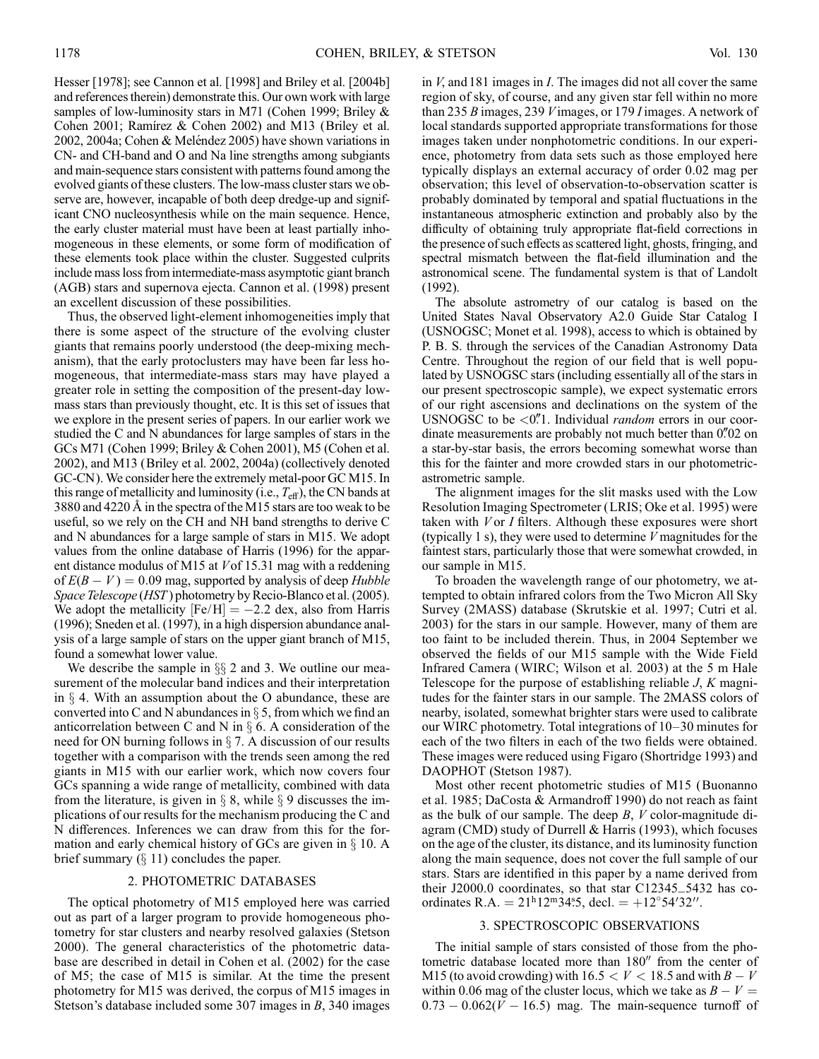Hesser [1978]; see Cannon et al. [1998] and Briley et al. [2004b] and references therein) demonstrate this. Our own work with large samples of low-luminosity stars in M71 (Cohen 1999; Briley & Cohen 2001; Ramírez & Cohen 2002) and M13 (Briley et al. 2002, 2004a; Cohen & Meléndez 2005) have shown variations in CN- and CH-band and O and Na line strengths among subgiants and main-sequence stars consistent with patterns found among the evolved giants of these clusters. The low-mass cluster stars we observe are, however, incapable of both deep dredge-up and significant CNO nucleosynthesis while on the main sequence. Hence, the early cluster material must have been at least partially inhomogeneous in these elements, or some form of modification of these elements took place within the cluster. Suggested culprits include mass loss from intermediate-mass asymptotic giant branch (AGB) stars and supernova ejecta. Cannon et al. (1998) present an excellent discussion of these possibilities.

Thus, the observed light-element inhomogeneities imply that there is some aspect of the structure of the evolving cluster giants that remains poorly understood (the deep-mixing mechanism), that the early protoclusters may have been far less homogeneous, that intermediate-mass stars may have played a greater role in setting the composition of the present-day low-mass stars than previously thought, etc. It is this set of issues that we explore in the present series of papers. In our earlier work we studied the C and N abundances for large samples of stars in the GCs M71 (Cohen 1999; Briley & Cohen 2001), M5 (Cohen et al. 2002), and M13 (Briley et al. 2002, 2004a) (collectively denoted GC-CN). We consider here the extremely metal-poor GC M15. In this range of metallicity and luminosity (i.e., $T_{\rm eff}$), the CN bands at 3880 and 4220 Å in the spectra of the M15 stars are too weak to be useful, so we rely on the CH and NH band strengths to derive C and N abundances for a large sample of stars in M15. We adopt values from the online database of Harris (1996) for the apparent distance modulus of M15 at $V$ of 15.31 mag with a reddening of $E(B-V) = 0.09$ mag, supported by analysis of deep *Hubble Space Telescope* (*HST*) photometry by Recio-Blanco et al. (2005). We adopt the metallicity $[\mathrm{Fe/H}] = -2.2$ dex, also from Harris (1996); Sneden et al. (1997), in a high dispersion abundance analysis of a large sample of stars on the upper giant branch of M15, found a somewhat lower value.

We describe the sample in §§ 2 and 3. We outline our measurement of the molecular band indices and their interpretation in § 4. With an assumption about the O abundance, these are converted into C and N abundances in § 5, from which we find an anticorrelation between C and N in § 6. A consideration of the need for ON burning follows in § 7. A discussion of our results together with a comparison with the trends seen among the red giants in M15 with our earlier work, which now covers four GCs spanning a wide range of metallicity, combined with data from the literature, is given in § 8, while § 9 discusses the implications of our results for the mechanism producing the C and N differences. Inferences we can draw from this for the formation and early chemical history of GCs are given in § 10. A brief summary (§ 11) concludes the paper.

## 2. PHOTOMETRIC DATABASES

The optical photometry of M15 employed here was carried out as part of a larger program to provide homogeneous photometry for star clusters and nearby resolved galaxies (Stetson 2000). The general characteristics of the photometric database are described in detail in Cohen et al. (2002) for the case of M5; the case of M15 is similar. At the time the present photometry for M15 was derived, the corpus of M15 images in Stetson's database included some 307 images in $B$, 340 images in $V$, and 181 images in $I$. The images did not all cover the same region of sky, of course, and any given star fell within no more than 235 $B$ images, 239 $V$ images, or 179 $I$ images. A network of local standards supported appropriate transformations for those images taken under nonphotometric conditions. In our experience, photometry from data sets such as those employed here typically displays an external accuracy of order 0.02 mag per observation; this level of observation-to-observation scatter is probably dominated by temporal and spatial fluctuations in the instantaneous atmospheric extinction and probably also by the difficulty of obtaining truly appropriate flat-field corrections in the presence of such effects as scattered light, ghosts, fringing, and spectral mismatch between the flat-field illumination and the astronomical scene. The fundamental system is that of Landolt (1992).

The absolute astrometry of our catalog is based on the United States Naval Observatory A2.0 Guide Star Catalog I (USNOGSC; Monet et al. 1998), access to which is obtained by P. B. S. through the services of the Canadian Astronomy Data Centre. Throughout the region of our field that is well populated by USNOGSC stars (including essentially all of the stars in our present spectroscopic sample), we expect systematic errors of our right ascensions and declinations on the system of the USNOGSC to be $<0\farcs1$. Individual *random* errors in our coordinate measurements are probably not much better than $0\farcs02$ on a star-by-star basis, the errors becoming somewhat worse than this for the fainter and more crowded stars in our photometric-astrometric sample.

The alignment images for the slit masks used with the Low Resolution Imaging Spectrometer (LRIS; Oke et al. 1995) were taken with $V$ or $I$ filters. Although these exposures were short (typically 1 s), they were used to determine $V$ magnitudes for the faintest stars, particularly those that were somewhat crowded, in our sample in M15.

To broaden the wavelength range of our photometry, we attempted to obtain infrared colors from the Two Micron All Sky Survey (2MASS) database (Skrutskie et al. 1997; Cutri et al. 2003) for the stars in our sample. However, many of them are too faint to be included therein. Thus, in 2004 September we observed the fields of our M15 sample with the Wide Field Infrared Camera (WIRC; Wilson et al. 2003) at the 5 m Hale Telescope for the purpose of establishing reliable $J$, $K$ magnitudes for the fainter stars in our sample. The 2MASS colors of nearby, isolated, somewhat brighter stars were used to calibrate our WIRC photometry. Total integrations of 10–30 minutes for each of the two filters in each of the two fields were obtained. These images were reduced using Figaro (Shortridge 1993) and DAOPHOT (Stetson 1987).

Most other recent photometric studies of M15 (Buonanno et al. 1985; DaCosta & Armandroff 1990) do not reach as faint as the bulk of our sample. The deep $B$, $V$ color-magnitude diagram (CMD) study of Durrell & Harris (1993), which focuses on the age of the cluster, its distance, and its luminosity function along the main sequence, does not cover the full sample of our stars. Stars are identified in this paper by a name derived from their J2000.0 coordinates, so that star C12345_5432 has coordinates R.A. $= 21^{\rm h}12^{\rm m}34\fs5$, decl. $= +12°54'32''$.

## 3. SPECTROSCOPIC OBSERVATIONS

The initial sample of stars consisted of those from the photometric database located more than 180″ from the center of M15 (to avoid crowding) with $16.5 < V < 18.5$ and with $B-V$ within 0.06 mag of the cluster locus, which we take as $B - V = 0.73 - 0.062(V - 16.5)$ mag. The main-sequence turnoff of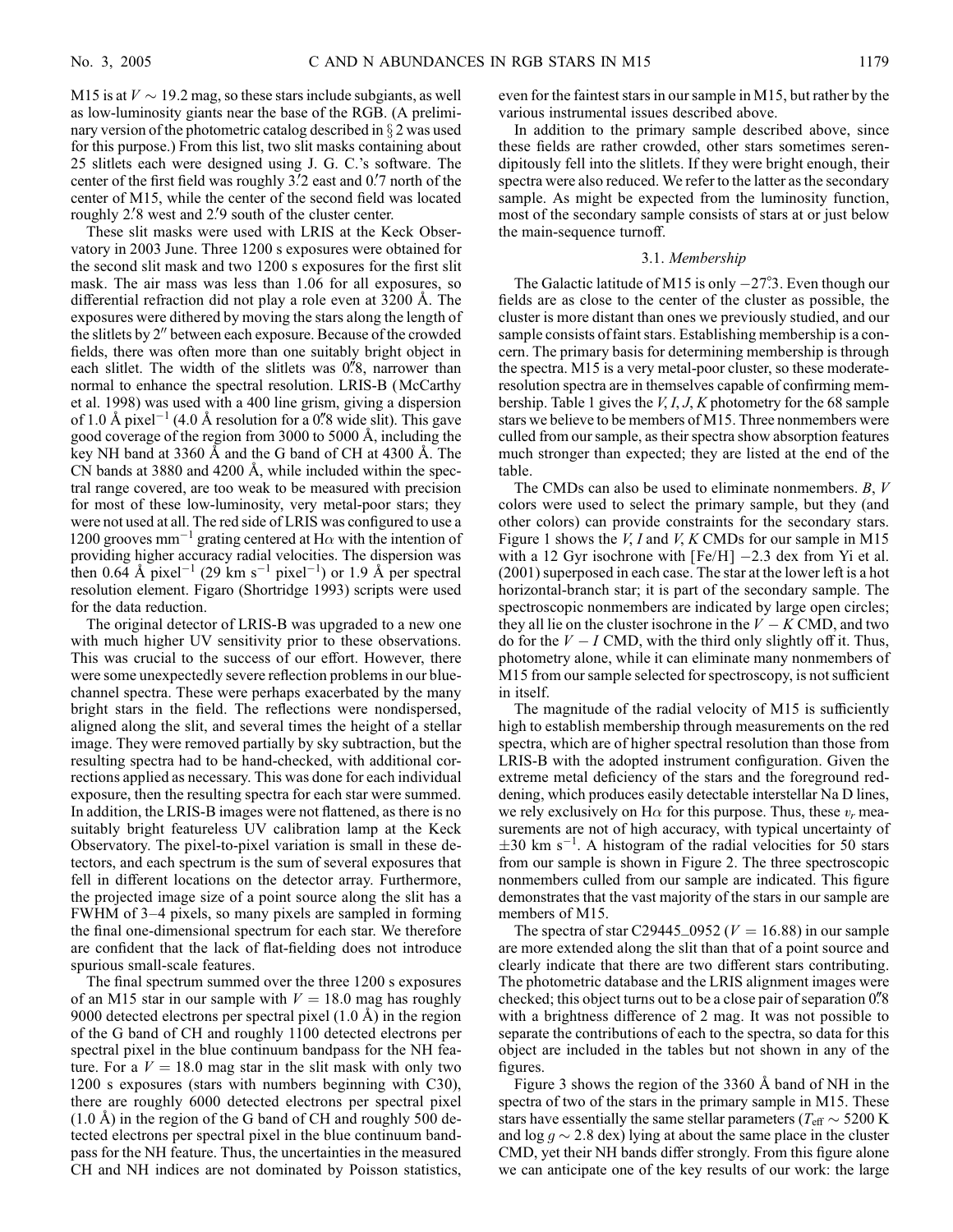M15 is at $V \sim 19.2$ mag, so these stars include subgiants, as well as low-luminosity giants near the base of the RGB. (A preliminary version of the photometric catalog described in § 2 was used for this purpose.) From this list, two slit masks containing about 25 slitlets each were designed using J. G. C.'s software. The center of the first field was roughly 3.′2 east and 0.′7 north of the center of M15, while the center of the second field was located roughly 2.′8 west and 2.′9 south of the cluster center.

These slit masks were used with LRIS at the Keck Observatory in 2003 June. Three 1200 s exposures were obtained for the second slit mask and two 1200 s exposures for the first slit mask. The air mass was less than 1.06 for all exposures, so differential refraction did not play a role even at 3200 Å. The exposures were dithered by moving the stars along the length of the slitlets by 2″ between each exposure. Because of the crowded fields, there was often more than one suitably bright object in each slitlet. The width of the slitlets was 0.″8, narrower than normal to enhance the spectral resolution. LRIS-B (McCarthy et al. 1998) was used with a 400 line grism, giving a dispersion of 1.0 Å pixel$^{-1}$ (4.0 Å resolution for a 0.″8 wide slit). This gave good coverage of the region from 3000 to 5000 Å, including the key NH band at 3360 Å and the G band of CH at 4300 Å. The CN bands at 3880 and 4200 Å, while included within the spectral range covered, are too weak to be measured with precision for most of these low-luminosity, very metal-poor stars; they were not used at all. The red side of LRIS was configured to use a 1200 grooves mm$^{-1}$ grating centered at Hα with the intention of providing higher accuracy radial velocities. The dispersion was then 0.64 Å pixel$^{-1}$ (29 km s$^{-1}$ pixel$^{-1}$) or 1.9 Å per spectral resolution element. Figaro (Shortridge 1993) scripts were used for the data reduction.

The original detector of LRIS-B was upgraded to a new one with much higher UV sensitivity prior to these observations. This was crucial to the success of our effort. However, there were some unexpectedly severe reflection problems in our blue-channel spectra. These were perhaps exacerbated by the many bright stars in the field. The reflections were nondispersed, aligned along the slit, and several times the height of a stellar image. They were removed partially by sky subtraction, but the resulting spectra had to be hand-checked, with additional corrections applied as necessary. This was done for each individual exposure, then the resulting spectra for each star were summed. In addition, the LRIS-B images were not flattened, as there is no suitably bright featureless UV calibration lamp at the Keck Observatory. The pixel-to-pixel variation is small in these detectors, and each spectrum is the sum of several exposures that fell in different locations on the detector array. Furthermore, the projected image size of a point source along the slit has a FWHM of 3–4 pixels, so many pixels are sampled in forming the final one-dimensional spectrum for each star. We therefore are confident that the lack of flat-fielding does not introduce spurious small-scale features.

The final spectrum summed over the three 1200 s exposures of an M15 star in our sample with $V = 18.0$ mag has roughly 9000 detected electrons per spectral pixel (1.0 Å) in the region of the G band of CH and roughly 1100 detected electrons per spectral pixel in the blue continuum bandpass for the NH feature. For a $V = 18.0$ mag star in the slit mask with only two 1200 s exposures (stars with numbers beginning with C30), there are roughly 6000 detected electrons per spectral pixel (1.0 Å) in the region of the G band of CH and roughly 500 detected electrons per spectral pixel in the blue continuum bandpass for the NH feature. Thus, the uncertainties in the measured CH and NH indices are not dominated by Poisson statistics, even for the faintest stars in our sample in M15, but rather by the various instrumental issues described above.

In addition to the primary sample described above, since these fields are rather crowded, other stars sometimes serendipitously fell into the slitlets. If they were bright enough, their spectra were also reduced. We refer to the latter as the secondary sample. As might be expected from the luminosity function, most of the secondary sample consists of stars at or just below the main-sequence turnoff.

### 3.1. *Membership*

The Galactic latitude of M15 is only −27.°3. Even though our fields are as close to the center of the cluster as possible, the cluster is more distant than ones we previously studied, and our sample consists of faint stars. Establishing membership is a concern. The primary basis for determining membership is through the spectra. M15 is a very metal-poor cluster, so these moderate-resolution spectra are in themselves capable of confirming membership. Table 1 gives the $V$, $I$, $J$, $K$ photometry for the 68 sample stars we believe to be members of M15. Three nonmembers were culled from our sample, as their spectra show absorption features much stronger than expected; they are listed at the end of the table.

The CMDs can also be used to eliminate nonmembers. $B$, $V$ colors were used to select the primary sample, but they (and other colors) can provide constraints for the secondary stars. Figure 1 shows the $V$, $I$ and $V$, $K$ CMDs for our sample in M15 with a 12 Gyr isochrone with [Fe/H] −2.3 dex from Yi et al. (2001) superposed in each case. The star at the lower left is a hot horizontal-branch star; it is part of the secondary sample. The spectroscopic nonmembers are indicated by large open circles; they all lie on the cluster isochrone in the $V - K$ CMD, and two do for the $V - I$ CMD, with the third only slightly off it. Thus, photometry alone, while it can eliminate many nonmembers of M15 from our sample selected for spectroscopy, is not sufficient in itself.

The magnitude of the radial velocity of M15 is sufficiently high to establish membership through measurements on the red spectra, which are of higher spectral resolution than those from LRIS-B with the adopted instrument configuration. Given the extreme metal deficiency of the stars and the foreground reddening, which produces easily detectable interstellar Na D lines, we rely exclusively on Hα for this purpose. Thus, these $v_r$ measurements are not of high accuracy, with typical uncertainty of ±30 km s$^{-1}$. A histogram of the radial velocities for 50 stars from our sample is shown in Figure 2. The three spectroscopic nonmembers culled from our sample are indicated. This figure demonstrates that the vast majority of the stars in our sample are members of M15.

The spectra of star C29445_0952 ($V = 16.88$) in our sample are more extended along the slit than that of a point source and clearly indicate that there are two different stars contributing. The photometric database and the LRIS alignment images were checked; this object turns out to be a close pair of separation 0.″8 with a brightness difference of 2 mag. It was not possible to separate the contributions of each to the spectra, so data for this object are included in the tables but not shown in any of the figures.

Figure 3 shows the region of the 3360 Å band of NH in the spectra of two of the stars in the primary sample in M15. These stars have essentially the same stellar parameters ($T_{\rm eff} \sim 5200$ K and log $g \sim 2.8$ dex) lying at about the same place in the cluster CMD, yet their NH bands differ strongly. From this figure alone we can anticipate one of the key results of our work: the large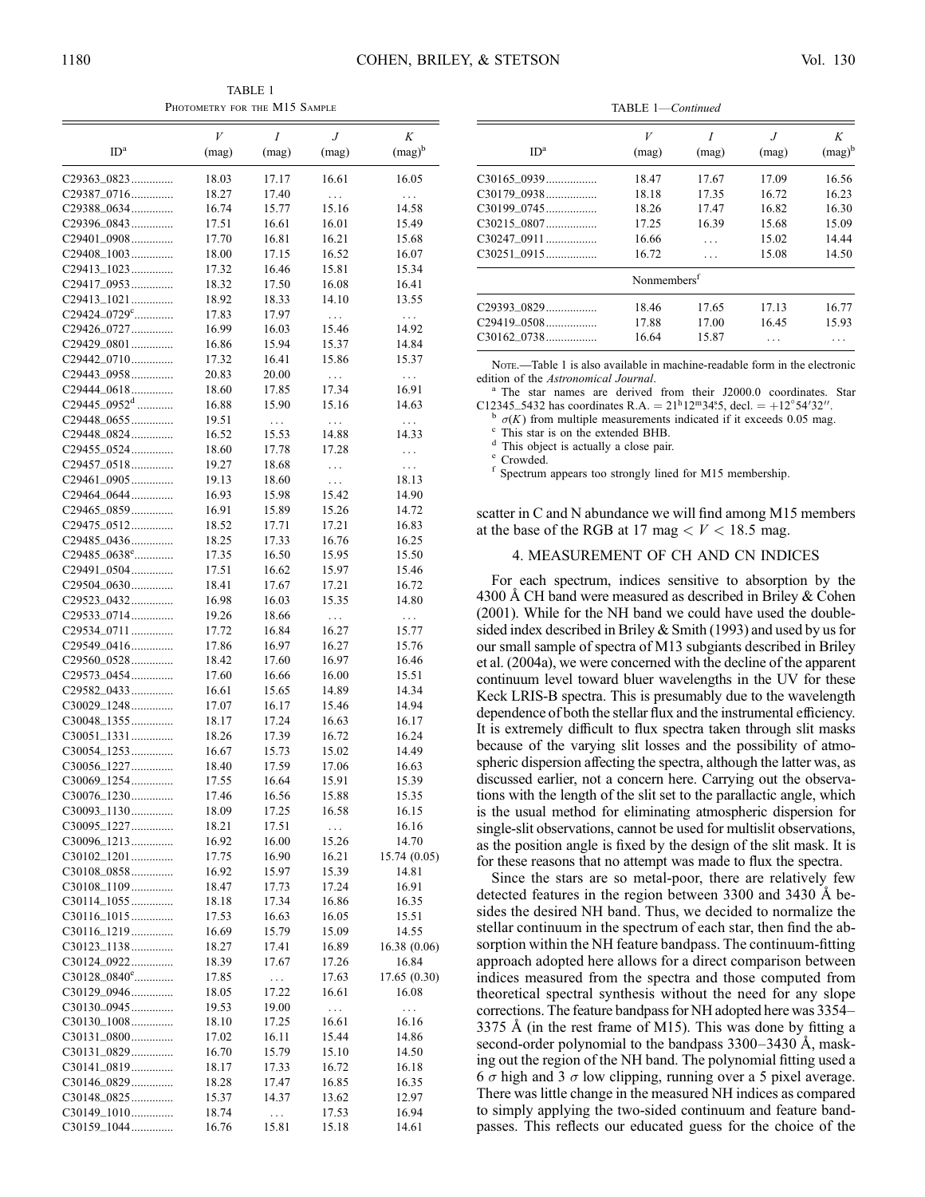TABLE 1

Photometry for the M15 Sample

| ID[a] | V (mag) | I (mag) | J (mag) | K (mag)[b] |
|---|---|---|---|---|
| C29363_0823 | 18.03 | 17.17 | 16.61 | 16.05 |
| C29387_0716 | 18.27 | 17.40 | ... | ... |
| C29388_0634 | 16.74 | 15.77 | 15.16 | 14.58 |
| C29396_0843 | 17.51 | 16.61 | 16.01 | 15.49 |
| C29401_0908 | 17.70 | 16.81 | 16.21 | 15.68 |
| C29408_1003 | 18.00 | 17.15 | 16.52 | 16.07 |
| C29413_1023 | 17.32 | 16.46 | 15.81 | 15.34 |
| C29417_0953 | 18.32 | 17.50 | 16.08 | 16.41 |
| C29413_1021 | 18.92 | 18.33 | 14.10 | 13.55 |
| C29424_0729[c] | 17.83 | 17.97 | ... | ... |
| C29426_0727 | 16.99 | 16.03 | 15.46 | 14.92 |
| C29429_0801 | 16.86 | 15.94 | 15.37 | 14.84 |
| C29442_0710 | 17.32 | 16.41 | 15.86 | 15.37 |
| C29443_0958 | 20.83 | 20.00 | ... | ... |
| C29444_0618 | 18.60 | 17.85 | 17.34 | 16.91 |
| C29445_0952[d] | 16.88 | 15.90 | 15.16 | 14.63 |
| C29448_0655 | 19.51 | ... | ... | ... |
| C29448_0824 | 16.52 | 15.53 | 14.88 | 14.33 |
| C29455_0524 | 18.60 | 17.78 | 17.28 | ... |
| C29457_0518 | 19.27 | 18.68 | ... | ... |
| C29461_0905 | 19.13 | 18.60 | ... | 18.13 |
| C29464_0644 | 16.93 | 15.98 | 15.42 | 14.90 |
| C29465_0859 | 16.91 | 15.89 | 15.26 | 14.72 |
| C29475_0512 | 18.52 | 17.71 | 17.21 | 16.83 |
| C29485_0436 | 18.25 | 17.33 | 16.76 | 16.25 |
| C29485_0638[e] | 17.35 | 16.50 | 15.95 | 15.50 |
| C29491_0504 | 17.51 | 16.62 | 15.97 | 15.46 |
| C29504_0630 | 18.41 | 17.67 | 17.21 | 16.72 |
| C29523_0432 | 16.98 | 16.03 | 15.35 | 14.80 |
| C29533_0714 | 19.26 | 18.66 | ... | ... |
| C29534_0711 | 17.72 | 16.84 | 16.27 | 15.77 |
| C29549_0416 | 17.86 | 16.97 | 16.27 | 15.76 |
| C29560_0528 | 18.42 | 17.60 | 16.97 | 16.46 |
| C29573_0454 | 17.60 | 16.66 | 16.00 | 15.51 |
| C29582_0433 | 16.61 | 15.65 | 14.89 | 14.34 |
| C30029_1248 | 17.07 | 16.17 | 15.46 | 14.94 |
| C30048_1355 | 18.17 | 17.24 | 16.63 | 16.17 |
| C30051_1331 | 18.26 | 17.39 | 16.72 | 16.24 |
| C30054_1253 | 16.67 | 15.73 | 15.02 | 14.49 |
| C30056_1227 | 18.40 | 17.59 | 17.06 | 16.63 |
| C30069_1254 | 17.55 | 16.64 | 15.91 | 15.39 |
| C30076_1230 | 17.46 | 16.56 | 15.88 | 15.35 |
| C30093_1130 | 18.09 | 17.25 | 16.58 | 16.15 |
| C30095_1227 | 18.21 | 17.51 | ... | 16.16 |
| C30096_1213 | 16.92 | 16.00 | 15.26 | 14.70 |
| C30102_1201 | 17.75 | 16.90 | 16.21 | 15.74 (0.05) |
| C30108_0858 | 16.92 | 15.97 | 15.39 | 14.81 |
| C30108_1109 | 18.47 | 17.73 | 17.24 | 16.91 |
| C30114_1055 | 18.18 | 17.34 | 16.86 | 16.35 |
| C30116_1015 | 17.53 | 16.63 | 16.05 | 15.51 |
| C30116_1219 | 16.69 | 15.79 | 15.09 | 14.55 |
| C30123_1138 | 18.27 | 17.41 | 16.89 | 16.38 (0.06) |
| C30124_0922 | 18.39 | 17.67 | 17.26 | 16.84 |
| C30128_0840[e] | 17.85 | ... | 17.63 | 17.65 (0.30) |
| C30129_0946 | 18.05 | 17.22 | 16.61 | 16.08 |
| C30130_0945 | 19.53 | 19.00 | ... | ... |
| C30130_1008 | 18.10 | 17.25 | 16.61 | 16.16 |
| C30131_0800 | 17.02 | 16.11 | 15.44 | 14.86 |
| C30131_0829 | 16.70 | 15.79 | 15.10 | 14.50 |
| C30141_0819 | 18.17 | 17.33 | 16.72 | 16.18 |
| C30146_0829 | 18.28 | 17.47 | 16.85 | 16.35 |
| C30148_0825 | 15.37 | 14.37 | 13.62 | 12.97 |
| C30149_1010 | 18.74 | ... | 17.53 | 16.94 |
| C30159_1044 | 16.76 | 15.81 | 15.18 | 14.61 |
| C30165_0939 | 18.47 | 17.67 | 17.09 | 16.56 |
| C30179_0938 | 18.18 | 17.35 | 16.72 | 16.23 |
| C30199_0745 | 18.26 | 17.47 | 16.82 | 16.30 |
| C30215_0807 | 17.25 | 16.39 | 15.68 | 15.09 |
| C30247_0911 | 16.66 | ... | 15.02 | 14.44 |
| C30251_0915 | 16.72 | ... | 15.08 | 14.50 |
| Nonmembers[f] | | | | |
| C29393_0829 | 18.46 | 17.65 | 17.13 | 16.77 |
| C29419_0508 | 17.88 | 17.00 | 16.45 | 15.93 |
| C30162_0738 | 16.64 | 15.87 | ... | ... |

Note.—Table 1 is also available in machine-readable form in the electronic edition of the *Astronomical Journal*.

[a] The star names are derived from their J2000.0 coordinates. Star C12345_5432 has coordinates R.A. = 21[h]12[m]34[s].5, decl. = +12°54′32″.

[b] $\sigma(K)$ from multiple measurements indicated if it exceeds 0.05 mag.

[c] This star is on the extended BHB.

[d] This object is actually a close pair.

[e] Crowded.

[f] Spectrum appears too strongly lined for M15 membership.

scatter in C and N abundance we will find among M15 members at the base of the RGB at 17 mag $< V <$ 18.5 mag.

## 4. MEASUREMENT OF CH AND CN INDICES

For each spectrum, indices sensitive to absorption by the 4300 Å CH band were measured as described in Briley & Cohen (2001). While for the NH band we could have used the double-sided index described in Briley & Smith (1993) and used by us for our small sample of spectra of M13 subgiants described in Briley et al. (2004a), we were concerned with the decline of the apparent continuum level toward bluer wavelengths in the UV for these Keck LRIS-B spectra. This is presumably due to the wavelength dependence of both the stellar flux and the instrumental efficiency. It is extremely difficult to flux spectra taken through slit masks because of the varying slit losses and the possibility of atmospheric dispersion affecting the spectra, although the latter was, as discussed earlier, not a concern here. Carrying out the observations with the length of the slit set to the parallactic angle, which is the usual method for eliminating atmospheric dispersion for single-slit observations, cannot be used for multislit observations, as the position angle is fixed by the design of the slit mask. It is for these reasons that no attempt was made to flux the spectra.

Since the stars are so metal-poor, there are relatively few detected features in the region between 3300 and 3430 Å besides the desired NH band. Thus, we decided to normalize the stellar continuum in the spectrum of each star, then find the absorption within the NH feature bandpass. The continuum-fitting approach adopted here allows for a direct comparison between indices measured from the spectra and those computed from theoretical spectral synthesis without the need for any slope corrections. The feature bandpass for NH adopted here was 3354–3375 Å (in the rest frame of M15). This was done by fitting a second-order polynomial to the bandpass 3300–3430 Å, masking out the region of the NH band. The polynomial fitting used a 6 $\sigma$ high and 3 $\sigma$ low clipping, running over a 5 pixel average. There was little change in the measured NH indices as compared to simply applying the two-sided continuum and feature bandpasses. This reflects our educated guess for the choice of the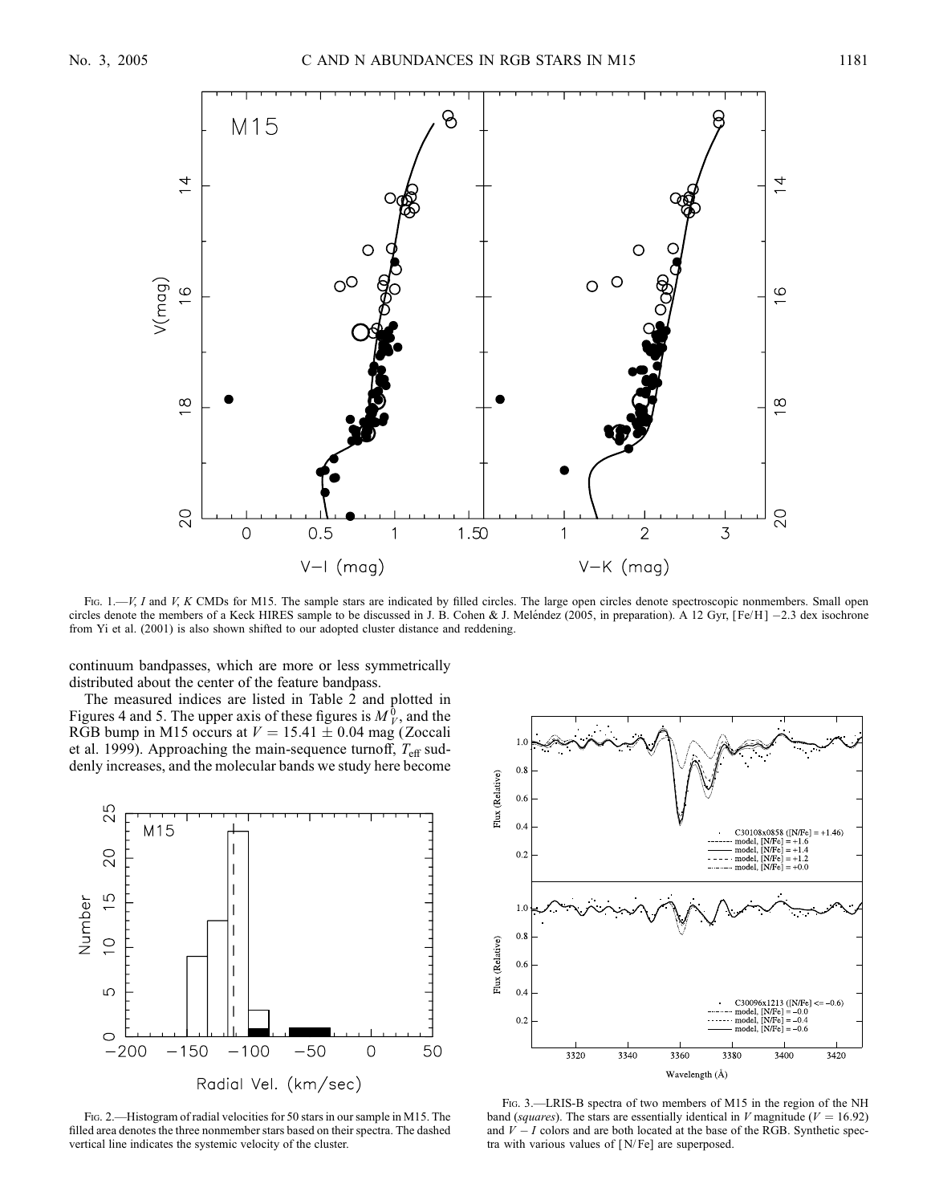Fig. 1.—V, I and V, K CMDs for M15. The sample stars are indicated by filled circles. The large open circles denote spectroscopic nonmembers. Small open circles denote the members of a Keck HIRES sample to be discussed in J. B. Cohen & J. Meléndez (2005, in preparation). A 12 Gyr, [Fe/H] −2.3 dex isochrone from Yi et al. (2001) is also shown shifted to our adopted cluster distance and reddening.

continuum bandpasses, which are more or less symmetrically distributed about the center of the feature bandpass.

The measured indices are listed in Table 2 and plotted in Figures 4 and 5. The upper axis of these figures is $M_V^0$, and the RGB bump in M15 occurs at $V = 15.41 \pm 0.04$ mag (Zoccali et al. 1999). Approaching the main-sequence turnoff, $T_{\rm eff}$ suddenly increases, and the molecular bands we study here become

Fig. 2.—Histogram of radial velocities for 50 stars in our sample in M15. The filled area denotes the three nonmember stars based on their spectra. The dashed vertical line indicates the systemic velocity of the cluster.

Fig. 3.—LRIS-B spectra of two members of M15 in the region of the NH band (*squares*). The stars are essentially identical in V magnitude ($V = 16.92$) and $V - I$ colors and are both located at the base of the RGB. Synthetic spectra with various values of [N/Fe] are superposed.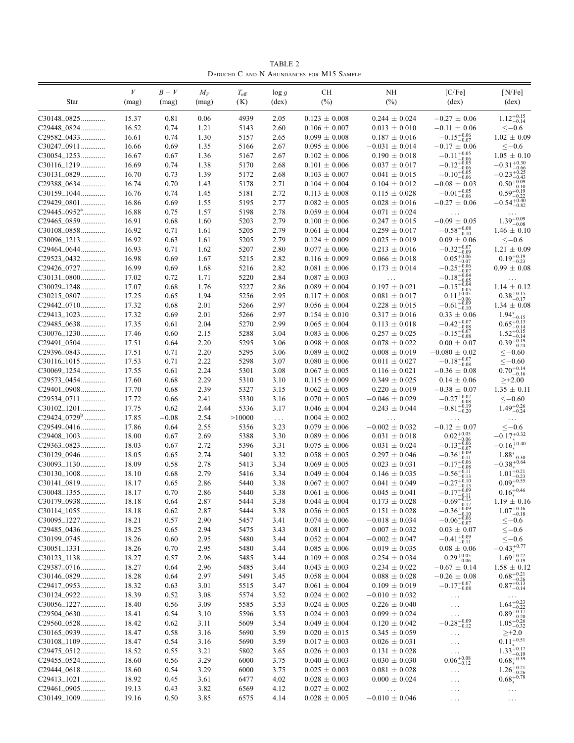TABLE 2

Deduced C and N Abundances for M15 Sample

| Star | $V$ (mag) | $B-V$ (mag) | $M_V$ (mag) | $T_{\rm eff}$ (K) | log $g$ (dex) | CH (%) | NH (%) | [C/Fe] (dex) | [N/Fe] (dex) |
|---|---|---|---|---|---|---|---|---|---|
| C30148_0825 | 15.37 | 0.81 | 0.06 | 4939 | 2.05 | 0.123 ± 0.008 | 0.244 ± 0.024 | −0.27 ± 0.06 | $1.12^{+0.15}_{-0.14}$ |
| C29448_0824 | 16.52 | 0.74 | 1.21 | 5143 | 2.60 | 0.106 ± 0.007 | 0.013 ± 0.010 | −0.11 ± 0.06 | ≤−0.6 |
| C29582_0433 | 16.61 | 0.74 | 1.30 | 5157 | 2.65 | 0.099 ± 0.008 | 0.187 ± 0.016 | $-0.15^{+0.06}_{-0.07}$ | 1.02 ± 0.09 |
| C30247_0911 | 16.66 | 0.69 | 1.35 | 5166 | 2.67 | 0.095 ± 0.006 | −0.031 ± 0.014 | −0.17 ± 0.06 | ≤−0.6 |
| C30054_1253 | 16.67 | 0.67 | 1.36 | 5167 | 2.67 | 0.102 ± 0.006 | 0.190 ± 0.018 | $-0.11^{+0.05}_{-0.06}$ | 1.05 ± 0.10 |
| C30116_1219 | 16.69 | 0.74 | 1.38 | 5170 | 2.68 | 0.101 ± 0.006 | 0.037 ± 0.017 | $-0.12^{+0.05}_{-0.06}$ | $-0.31^{+0.30}_{-0.66}$ |
| C30131_0829 | 16.70 | 0.73 | 1.39 | 5172 | 2.68 | 0.103 ± 0.007 | 0.041 ± 0.015 | $-0.10^{+0.05}_{-0.06}$ | $-0.23^{+0.25}_{-0.43}$ |
| C29388_0634 | 16.74 | 0.70 | 1.43 | 5178 | 2.71 | 0.104 ± 0.004 | 0.104 ± 0.012 | −0.08 ± 0.03 | $0.50^{+0.09}_{-0.10}$ |
| C30159_1044 | 16.76 | 0.74 | 1.45 | 5181 | 2.72 | 0.113 ± 0.008 | 0.115 ± 0.028 | $-0.01^{+0.05}_{-0.06}$ | $0.59^{+0.19}_{-0.22}$ |
| C29429_0801 | 16.86 | 0.69 | 1.55 | 5195 | 2.77 | 0.082 ± 0.005 | 0.028 ± 0.016 | −0.27 ± 0.06 | $-0.54^{+0.40}_{-0.82}$ |
| C29445_0952[a] | 16.88 | 0.75 | 1.57 | 5198 | 2.78 | 0.059 ± 0.004 | 0.071 ± 0.024 | ... | ... |
| C29465_0859 | 16.91 | 0.68 | 1.60 | 5203 | 2.79 | 0.100 ± 0.006 | 0.247 ± 0.015 | −0.09 ± 0.05 | $1.39^{+0.09}_{-0.08}$ |
| C30108_0858 | 16.92 | 0.71 | 1.61 | 5205 | 2.79 | 0.061 ± 0.004 | 0.259 ± 0.017 | $-0.58^{+0.08}_{-0.10}$ | 1.46 ± 0.10 |
| C30096_1213 | 16.92 | 0.63 | 1.61 | 5205 | 2.79 | 0.124 ± 0.009 | 0.025 ± 0.019 | 0.09 ± 0.06 | ≤−0.6 |
| C29464_0644 | 16.93 | 0.71 | 1.62 | 5207 | 2.80 | 0.077 ± 0.006 | 0.213 ± 0.016 | $-0.32^{+0.07}_{-0.09}$ | 1.21 ± 0.09 |
| C29523_0432 | 16.98 | 0.69 | 1.67 | 5215 | 2.82 | 0.116 ± 0.009 | 0.066 ± 0.018 | $0.05^{+0.06}_{-0.07}$ | $0.19^{+0.19}_{-0.23}$ |
| C29426_0727 | 16.99 | 0.69 | 1.68 | 5216 | 2.82 | 0.081 ± 0.006 | 0.173 ± 0.014 | $-0.25^{+0.06}_{-0.07}$ | 0.99 ± 0.08 |
| C30131_0800 | 17.02 | 0.72 | 1.71 | 5220 | 2.84 | 0.087 ± 0.003 | ... | $-0.18^{+0.04}_{-0.05}$ | ... |
| C30029_1248 | 17.07 | 0.68 | 1.76 | 5227 | 2.86 | 0.089 ± 0.004 | 0.197 ± 0.021 | $-0.15^{+0.04}_{-0.05}$ | 1.14 ± 0.12 |
| C30215_0807 | 17.25 | 0.65 | 1.94 | 5256 | 2.95 | 0.117 ± 0.008 | 0.081 ± 0.017 | $0.11^{+0.05}_{-0.06}$ | $0.38^{+0.15}_{-0.17}$ |
| C29442_0710 | 17.32 | 0.68 | 2.01 | 5266 | 2.97 | 0.056 ± 0.004 | 0.228 ± 0.015 | $-0.61^{+0.09}_{-0.10}$ | 1.34 ± 0.08 |
| C29413_1023 | 17.32 | 0.69 | 2.01 | 5266 | 2.97 | 0.154 ± 0.010 | 0.317 ± 0.016 | 0.33 ± 0.06 | $1.94^{*}_{-0.15}$ |
| C29485_0638 | 17.35 | 0.61 | 2.04 | 5270 | 2.99 | 0.065 ± 0.004 | 0.113 ± 0.018 | $-0.42^{+0.07}_{-0.08}$ | $0.65^{+0.13}_{-0.14}$ |
| C30076_1230 | 17.46 | 0.60 | 2.15 | 5288 | 3.04 | 0.083 ± 0.006 | 0.257 ± 0.025 | $-0.15^{+0.07}_{-0.08}$ | $1.52^{+0.15}_{-0.14}$ |
| C29491_0504 | 17.51 | 0.64 | 2.20 | 5295 | 3.06 | 0.098 ± 0.008 | 0.078 ± 0.022 | 0.00 ± 0.07 | $0.39^{+0.19}_{-0.24}$ |
| C29396_0843 | 17.51 | 0.71 | 2.20 | 5295 | 3.06 | 0.089 ± 0.002 | 0.008 ± 0.019 | −0.080 ± 0.02 | ≤−0.60 |
| C30116_1015 | 17.53 | 0.71 | 2.22 | 5298 | 3.07 | 0.080 ± 0.006 | 0.011 ± 0.027 | $-0.18^{+0.07}_{-0.08}$ | ≤−0.60 |
| C30069_1254 | 17.55 | 0.61 | 2.24 | 5301 | 3.08 | 0.067 ± 0.005 | 0.116 ± 0.021 | −0.36 ± 0.08 | $0.70^{+0.14}_{-0.16}$ |
| C29573_0454 | 17.60 | 0.68 | 2.29 | 5310 | 3.10 | 0.115 ± 0.009 | 0.349 ± 0.025 | 0.14 ± 0.06 | ≥+2.00 |
| C29401_0908 | 17.70 | 0.68 | 2.39 | 5327 | 3.15 | 0.062 ± 0.005 | 0.220 ± 0.019 | −0.38 ± 0.07 | 1.35 ± 0.11 |
| C29534_0711 | 17.72 | 0.66 | 2.41 | 5330 | 3.16 | 0.070 ± 0.005 | −0.046 ± 0.029 | $-0.27^{+0.07}_{-0.08}$ | ≤−0.60 |
| C30102_1201 | 17.75 | 0.62 | 2.44 | 5336 | 3.17 | 0.046 ± 0.004 | 0.243 ± 0.044 | $-0.81^{+0.19}_{-0.20}$ | $1.49^{+0.26}_{-0.24}$ |
| C29424_0729[b] | 17.85 | −0.08 | 2.54 | >10000 | ... | 0.004 ± 0.002 | ... | ... | ... |
| C29549_0416 | 17.86 | 0.64 | 2.55 | 5356 | 3.23 | 0.079 ± 0.006 | −0.002 ± 0.032 | −0.12 ± 0.07 | ≤−0.6 |
| C29408_1003 | 18.00 | 0.67 | 2.69 | 5388 | 3.30 | 0.089 ± 0.006 | 0.031 ± 0.018 | $0.02^{+0.05}_{-0.06}$ | $-0.17^{+0.32}_{*}$ |
| C29363_0823 | 18.03 | 0.67 | 2.72 | 5396 | 3.31 | 0.075 ± 0.006 | 0.031 ± 0.024 | $-0.13^{+0.06}_{-0.07}$ | $-0.16^{+0.40}_{*}$ |
| C30129_0946 | 18.05 | 0.65 | 2.74 | 5401 | 3.32 | 0.058 ± 0.005 | 0.297 ± 0.046 | $-0.36^{+0.09}_{-0.11}$ | $1.88^{*}_{-0.30}$ |
| C30093_1130 | 18.09 | 0.58 | 2.78 | 5413 | 3.34 | 0.069 ± 0.005 | 0.023 ± 0.031 | $-0.17^{+0.06}_{-0.08}$ | $-0.38^{+0.64}_{*}$ |
| C30130_1008 | 18.10 | 0.68 | 2.79 | 5416 | 3.34 | 0.049 ± 0.004 | 0.146 ± 0.035 | $-0.56^{+0.11}_{-0.13}$ | $1.01^{+0.21}_{-0.23}$ |
| C30141_0819 | 18.17 | 0.65 | 2.86 | 5440 | 3.38 | 0.067 ± 0.007 | 0.041 ± 0.049 | $-0.27^{+0.10}_{-0.13}$ | $0.09^{+0.55}_{*}$ |
| C30048_1355 | 18.17 | 0.70 | 2.86 | 5440 | 3.38 | 0.061 ± 0.006 | 0.045 ± 0.041 | $-0.17^{+0.09}_{-0.11}$ | $0.16^{+0.46}_{*}$ |
| C30179_0938 | 18.18 | 0.64 | 2.87 | 5444 | 3.38 | 0.044 ± 0.004 | 0.173 ± 0.028 | $-0.69^{+0.13}_{-0.17}$ | 1.19 ± 0.16 |
| C30114_1055 | 18.18 | 0.62 | 2.87 | 5444 | 3.38 | 0.056 ± 0.005 | 0.151 ± 0.028 | $-0.36^{+0.09}_{-0.10}$ | $1.07^{+0.16}_{-0.18}$ |
| C30095_1227 | 18.21 | 0.57 | 2.90 | 5457 | 3.41 | 0.074 ± 0.006 | −0.018 ± 0.034 | $-0.06^{+0.06}_{-0.07}$ | ≤−0.6 |
| C29485_0436 | 18.25 | 0.65 | 2.94 | 5475 | 3.43 | 0.081 ± 0.007 | 0.007 ± 0.032 | 0.03 ± 0.07 | ≤−0.6 |
| C30199_0745 | 18.26 | 0.60 | 2.95 | 5480 | 3.44 | 0.052 ± 0.004 | −0.002 ± 0.047 | $-0.41^{+0.09}_{-0.11}$ | ≤−0.6 |
| C30051_1331 | 18.26 | 0.70 | 2.95 | 5480 | 3.44 | 0.085 ± 0.006 | 0.019 ± 0.035 | 0.08 ± 0.06 | $-0.43^{+0.77}_{*}$ |
| C30123_1138 | 18.27 | 0.57 | 2.96 | 5485 | 3.44 | 0.109 ± 0.008 | 0.254 ± 0.034 | $0.29^{+0.05}_{-0.06}$ | $1.69^{+0.22}_{-0.19}$ |
| C29387_0716 | 18.27 | 0.64 | 2.96 | 5485 | 3.44 | 0.043 ± 0.003 | 0.234 ± 0.022 | −0.67 ± 0.14 | 1.58 ± 0.12 |
| C30146_0829 | 18.28 | 0.64 | 2.97 | 5491 | 3.45 | 0.058 ± 0.004 | 0.088 ± 0.028 | −0.26 ± 0.08 | $0.68^{+0.21}_{-0.26}$ |
| C29417_0953 | 18.32 | 0.63 | 3.01 | 5515 | 3.47 | 0.061 ± 0.004 | 0.109 ± 0.019 | $-0.17^{+0.07}_{-0.08}$ | $0.87^{+0.13}_{-0.14}$ |
| C30124_0922 | 18.39 | 0.52 | 3.08 | 5574 | 3.52 | 0.024 ± 0.002 | −0.010 ± 0.032 | ... | ... |
| C30056_1227 | 18.40 | 0.56 | 3.09 | 5585 | 3.53 | 0.024 ± 0.005 | 0.226 ± 0.040 | ... | $1.64^{+0.23}_{-0.22}$ |
| C29504_0630 | 18.41 | 0.54 | 3.10 | 5596 | 3.53 | 0.024 ± 0.003 | 0.099 ± 0.024 | ... | $0.89^{+0.17}_{-0.20}$ |
| C29560_0528 | 18.42 | 0.62 | 3.11 | 5609 | 3.54 | 0.049 ± 0.004 | 0.120 ± 0.042 | $-0.28^{+0.09}_{-0.12}$ | $1.05^{+0.26}_{-0.32}$ |
| C30165_0939 | 18.47 | 0.58 | 3.16 | 5690 | 3.59 | 0.020 ± 0.015 | 0.345 ± 0.059 | ... | ≥+2.0 |
| C30108_1109 | 18.47 | 0.54 | 3.16 | 5690 | 3.59 | 0.017 ± 0.003 | 0.026 ± 0.031 | ... | $0.11^{+0.51}_{*}$ |
| C29475_0512 | 18.52 | 0.55 | 3.21 | 5802 | 3.65 | 0.026 ± 0.003 | 0.131 ± 0.028 | ... | $1.33^{+0.17}_{-0.19}$ |
| C29455_0524 | 18.60 | 0.56 | 3.29 | 6000 | 3.75 | 0.040 ± 0.003 | 0.030 ± 0.030 | $0.06^{+0.08}_{-0.12}$ | $0.68^{+0.39}_{*}$ |
| C29444_0618 | 18.60 | 0.54 | 3.29 | 6000 | 3.75 | 0.025 ± 0.003 | 0.081 ± 0.028 | ... | $1.26^{+0.21}_{-0.26}$ |
| C29413_1021 | 18.92 | 0.45 | 3.61 | 6477 | 4.02 | 0.028 ± 0.003 | 0.000 ± 0.024 | ... | $0.68^{+0.78}_{*}$ |
| C29461_0905 | 19.13 | 0.43 | 3.82 | 6569 | 4.12 | 0.027 ± 0.002 | ... | ... | ... |
| C30149_1009 | 19.16 | 0.50 | 3.85 | 6575 | 4.14 | 0.028 ± 0.005 | −0.010 ± 0.046 | ... | ... |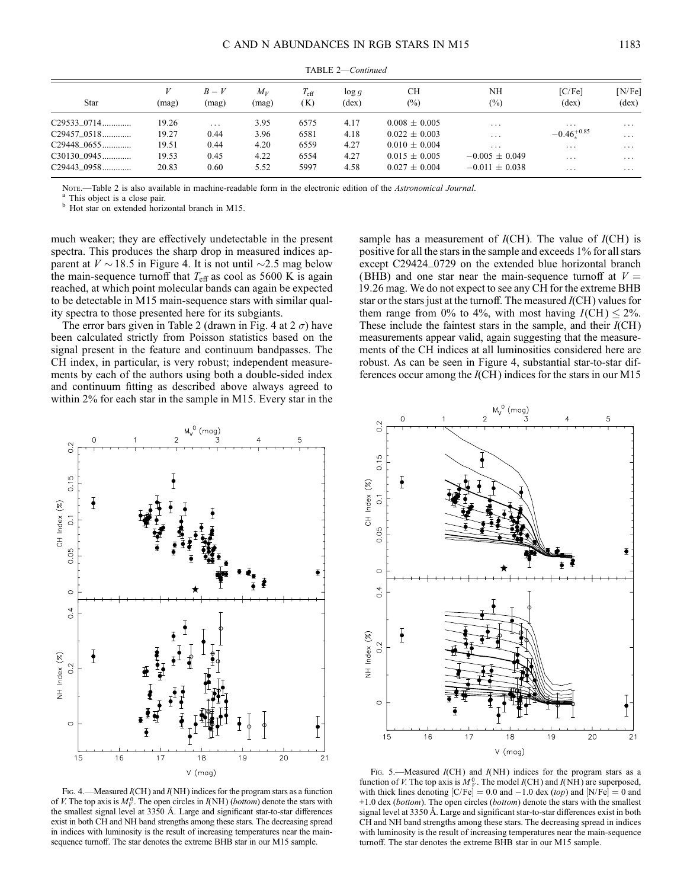TABLE 2—*Continued*

| Star | $V$ (mag) | $B-V$ (mag) | $M_V$ (mag) | $T_{\rm eff}$ (K) | log $g$ (dex) | CH (%) | NH (%) | [C/Fe] (dex) | [N/Fe] (dex) |
|---|---|---|---|---|---|---|---|---|---|
| C29533_0714............. | 19.26 | ... | 3.95 | 6575 | 4.17 | $0.008 \pm 0.005$ | ... | ... | ... |
| C29457_0518............. | 19.27 | 0.44 | 3.96 | 6581 | 4.18 | $0.022 \pm 0.003$ | ... | $-0.46^{+0.85}_{*}$ | ... |
| C29448_0655............. | 19.51 | 0.44 | 4.20 | 6559 | 4.27 | $0.010 \pm 0.004$ | ... | ... | ... |
| C30130_0945............. | 19.53 | 0.45 | 4.22 | 6554 | 4.27 | $0.015 \pm 0.005$ | $-0.005 \pm 0.049$ | ... | ... |
| C29443_0958............. | 20.83 | 0.60 | 5.52 | 5997 | 4.58 | $0.027 \pm 0.004$ | $-0.011 \pm 0.038$ | ... | ... |

Note.—Table 2 is also available in machine-readable form in the electronic edition of the *Astronomical Journal*.
[a] This object is a close pair.
[b] Hot star on extended horizontal branch in M15.

much weaker; they are effectively undetectable in the present spectra. This produces the sharp drop in measured indices apparent at $V \sim 18.5$ in Figure 4. It is not until $\sim$2.5 mag below the main-sequence turnoff that $T_{\rm eff}$ as cool as 5600 K is again reached, at which point molecular bands can again be expected to be detectable in M15 main-sequence stars with similar quality spectra to those presented here for its subgiants.

The error bars given in Table 2 (drawn in Fig. 4 at 2 $\sigma$) have been calculated strictly from Poisson statistics based on the signal present in the feature and continuum bandpasses. The CH index, in particular, is very robust; independent measurements by each of the authors using both a double-sided index and continuum fitting as described above always agreed to within 2% for each star in the sample in M15. Every star in the sample has a measurement of $I$(CH). The value of $I$(CH) is positive for all the stars in the sample and exceeds 1% for all stars except C29424_0729 on the extended blue horizontal branch (BHB) and one star near the main-sequence turnoff at $V = 19.26$ mag. We do not expect to see any CH for the extreme BHB star or the stars just at the turnoff. The measured $I$(CH) values for them range from 0% to 4%, with most having $I$(CH) $\leq$ 2%. These include the faintest stars in the sample, and their $I$(CH) measurements appear valid, again suggesting that the measurements of the CH indices at all luminosities considered here are robust. As can be seen in Figure 4, substantial star-to-star differences occur among the $I$(CH) indices for the stars in our M15

Fig. 4.—Measured $I$(CH) and $I$(NH) indices for the program stars as a function of $V$. The top axis is $M_V^0$. The open circles in $I$(NH) (*bottom*) denote the stars with the smallest signal level at 3350 Å. Large and significant star-to-star differences exist in both CH and NH band strengths among these stars. The decreasing spread in indices with luminosity is the result of increasing temperatures near the main-sequence turnoff. The star denotes the extreme BHB star in our M15 sample.

Fig. 5.—Measured $I$(CH) and $I$(NH) indices for the program stars as a function of $V$. The top axis is $M_V^0$. The model $I$(CH) and $I$(NH) are superposed, with thick lines denoting [C/Fe] = 0.0 and −1.0 dex (*top*) and [N/Fe] = 0 and +1.0 dex (*bottom*). The open circles (*bottom*) denote the stars with the smallest signal level at 3350 Å. Large and significant star-to-star differences exist in both CH and NH band strengths among these stars. The decreasing spread in indices with luminosity is the result of increasing temperatures near the main-sequence turnoff. The star denotes the extreme BHB star in our M15 sample.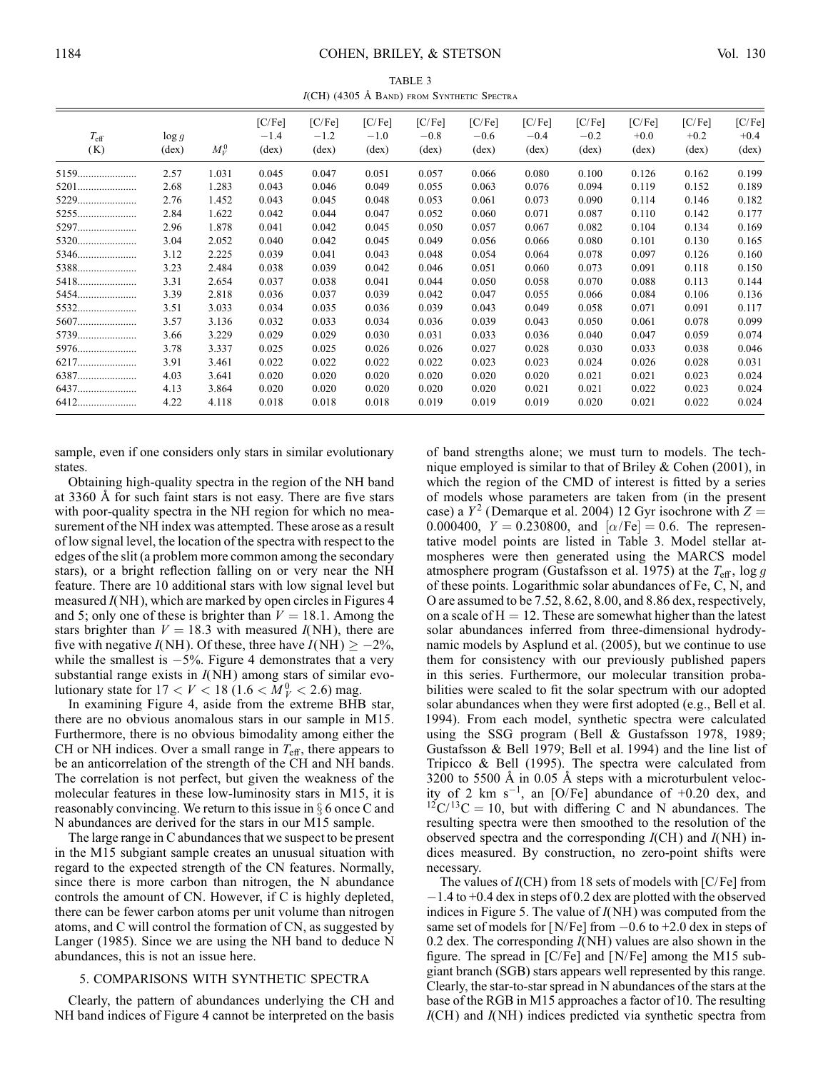TABLE 3

$I$(CH) (4305 Å Band) from Synthetic Spectra

| $T_{\rm eff}$ (K) | log $g$ (dex) | $M_V^0$ | [C/Fe] −1.4 (dex) | [C/Fe] −1.2 (dex) | [C/Fe] −1.0 (dex) | [C/Fe] −0.8 (dex) | [C/Fe] −0.6 (dex) | [C/Fe] −0.4 (dex) | [C/Fe] −0.2 (dex) | [C/Fe] +0.0 (dex) | [C/Fe] +0.2 (dex) | [C/Fe] +0.4 (dex) |
|---|---|---|---|---|---|---|---|---|---|---|---|---|
| 5159 | 2.57 | 1.031 | 0.045 | 0.047 | 0.051 | 0.057 | 0.066 | 0.080 | 0.100 | 0.126 | 0.162 | 0.199 |
| 5201 | 2.68 | 1.283 | 0.043 | 0.046 | 0.049 | 0.055 | 0.063 | 0.076 | 0.094 | 0.119 | 0.152 | 0.189 |
| 5229 | 2.76 | 1.452 | 0.043 | 0.045 | 0.048 | 0.053 | 0.061 | 0.073 | 0.090 | 0.114 | 0.146 | 0.182 |
| 5255 | 2.84 | 1.622 | 0.042 | 0.044 | 0.047 | 0.052 | 0.060 | 0.071 | 0.087 | 0.110 | 0.142 | 0.177 |
| 5297 | 2.96 | 1.878 | 0.041 | 0.042 | 0.045 | 0.050 | 0.057 | 0.067 | 0.082 | 0.104 | 0.134 | 0.169 |
| 5320 | 3.04 | 2.052 | 0.040 | 0.042 | 0.045 | 0.049 | 0.056 | 0.066 | 0.080 | 0.101 | 0.130 | 0.165 |
| 5346 | 3.12 | 2.225 | 0.039 | 0.041 | 0.043 | 0.048 | 0.054 | 0.064 | 0.078 | 0.097 | 0.126 | 0.160 |
| 5388 | 3.23 | 2.484 | 0.038 | 0.039 | 0.042 | 0.046 | 0.051 | 0.060 | 0.073 | 0.091 | 0.118 | 0.150 |
| 5418 | 3.31 | 2.654 | 0.037 | 0.038 | 0.041 | 0.044 | 0.050 | 0.058 | 0.070 | 0.088 | 0.113 | 0.144 |
| 5454 | 3.39 | 2.818 | 0.036 | 0.037 | 0.039 | 0.042 | 0.047 | 0.055 | 0.066 | 0.084 | 0.106 | 0.136 |
| 5532 | 3.51 | 3.033 | 0.034 | 0.035 | 0.036 | 0.039 | 0.043 | 0.049 | 0.058 | 0.071 | 0.091 | 0.117 |
| 5607 | 3.57 | 3.136 | 0.032 | 0.033 | 0.034 | 0.036 | 0.039 | 0.043 | 0.050 | 0.061 | 0.078 | 0.099 |
| 5739 | 3.66 | 3.229 | 0.029 | 0.029 | 0.030 | 0.031 | 0.033 | 0.036 | 0.040 | 0.047 | 0.059 | 0.074 |
| 5976 | 3.78 | 3.337 | 0.025 | 0.025 | 0.026 | 0.026 | 0.027 | 0.028 | 0.030 | 0.033 | 0.038 | 0.046 |
| 6217 | 3.91 | 3.461 | 0.022 | 0.022 | 0.022 | 0.022 | 0.023 | 0.023 | 0.024 | 0.026 | 0.028 | 0.031 |
| 6387 | 4.03 | 3.641 | 0.020 | 0.020 | 0.020 | 0.020 | 0.020 | 0.020 | 0.021 | 0.021 | 0.023 | 0.024 |
| 6437 | 4.13 | 3.864 | 0.020 | 0.020 | 0.020 | 0.020 | 0.020 | 0.021 | 0.021 | 0.022 | 0.023 | 0.024 |
| 6412 | 4.22 | 4.118 | 0.018 | 0.018 | 0.018 | 0.019 | 0.019 | 0.019 | 0.020 | 0.021 | 0.022 | 0.024 |

sample, even if one considers only stars in similar evolutionary states.

Obtaining high-quality spectra in the region of the NH band at 3360 Å for such faint stars is not easy. There are five stars with poor-quality spectra in the NH region for which no measurement of the NH index was attempted. These arose as a result of low signal level, the location of the spectra with respect to the edges of the slit (a problem more common among the secondary stars), or a bright reflection falling on or very near the NH feature. There are 10 additional stars with low signal level but measured $I$(NH), which are marked by open circles in Figures 4 and 5; only one of these is brighter than $V = 18.1$. Among the stars brighter than $V = 18.3$ with measured $I$(NH), there are five with negative $I$(NH). Of these, three have $I(\mathrm{NH}) \geq -2\%$, while the smallest is $-5\%$. Figure 4 demonstrates that a very substantial range exists in $I$(NH) among stars of similar evolutionary state for $17 < V < 18$ ($1.6 < M_V^0 < 2.6$) mag.

In examining Figure 4, aside from the extreme BHB star, there are no obvious anomalous stars in our sample in M15. Furthermore, there is no obvious bimodality among either the CH or NH indices. Over a small range in $T_{\rm eff}$, there appears to be an anticorrelation of the strength of the CH and NH bands. The correlation is not perfect, but given the weakness of the molecular features in these low-luminosity stars in M15, it is reasonably convincing. We return to this issue in § 6 once C and N abundances are derived for the stars in our M15 sample.

The large range in C abundances that we suspect to be present in the M15 subgiant sample creates an unusual situation with regard to the expected strength of the CN features. Normally, since there is more carbon than nitrogen, the N abundance controls the amount of CN. However, if C is highly depleted, there can be fewer carbon atoms per unit volume than nitrogen atoms, and C will control the formation of CN, as suggested by Langer (1985). Since we are using the NH band to deduce N abundances, this is not an issue here.

## 5. COMPARISONS WITH SYNTHETIC SPECTRA

Clearly, the pattern of abundances underlying the CH and NH band indices of Figure 4 cannot be interpreted on the basis of band strengths alone; we must turn to models. The technique employed is similar to that of Briley & Cohen (2001), in which the region of the CMD of interest is fitted by a series of models whose parameters are taken from (in the present case) a $Y^2$ (Demarque et al. 2004) 12 Gyr isochrone with $Z = 0.000400$, $Y = 0.230800$, and $[\alpha/\mathrm{Fe}] = 0.6$. The representative model points are listed in Table 3. Model stellar atmospheres were then generated using the MARCS model atmosphere program (Gustafsson et al. 1975) at the $T_{\rm eff}$, log $g$ of these points. Logarithmic solar abundances of Fe, C, N, and O are assumed to be 7.52, 8.62, 8.00, and 8.86 dex, respectively, on a scale of H = 12. These are somewhat higher than the latest solar abundances inferred from three-dimensional hydrodynamic models by Asplund et al. (2005), but we continue to use them for consistency with our previously published papers in this series. Furthermore, our molecular transition probabilities were scaled to fit the solar spectrum with our adopted solar abundances when they were first adopted (e.g., Bell et al. 1994). From each model, synthetic spectra were calculated using the SSG program (Bell & Gustafsson 1978, 1989; Gustafsson & Bell 1979; Bell et al. 1994) and the line list of Tripicco & Bell (1995). The spectra were calculated from 3200 to 5500 Å in 0.05 Å steps with a microturbulent velocity of 2 km s$^{-1}$, an [O/Fe] abundance of +0.20 dex, and $^{12}\mathrm{C}/^{13}\mathrm{C} = 10$, but with differing C and N abundances. The resulting spectra were then smoothed to the resolution of the observed spectra and the corresponding $I$(CH) and $I$(NH) indices measured. By construction, no zero-point shifts were necessary.

The values of $I$(CH) from 18 sets of models with [C/Fe] from −1.4 to +0.4 dex in steps of 0.2 dex are plotted with the observed indices in Figure 5. The value of $I$(NH) was computed from the same set of models for [N/Fe] from −0.6 to +2.0 dex in steps of 0.2 dex. The corresponding $I$(NH) values are also shown in the figure. The spread in [C/Fe] and [N/Fe] among the M15 subgiant branch (SGB) stars appears well represented by this range. Clearly, the star-to-star spread in N abundances of the stars at the base of the RGB in M15 approaches a factor of 10. The resulting $I$(CH) and $I$(NH) indices predicted via synthetic spectra from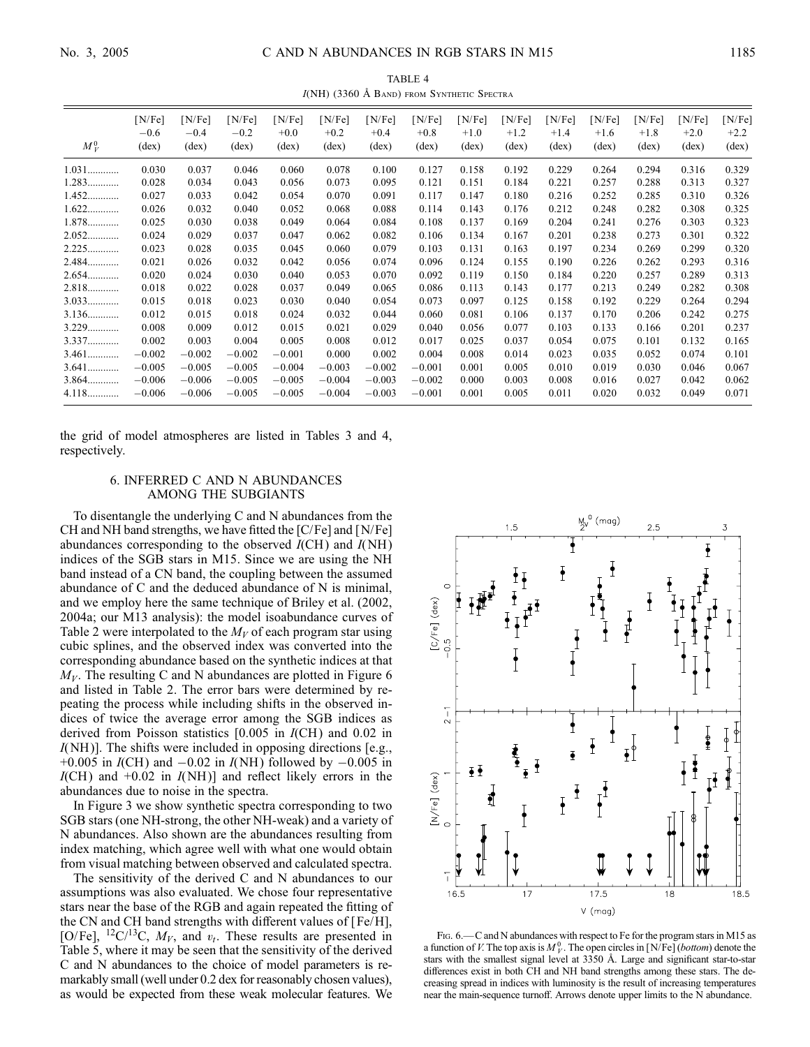TABLE 4

$I$(NH) (3360 Å Band) from Synthetic Spectra

| $M_V^0$ | [N/Fe] −0.6 (dex) | [N/Fe] −0.4 (dex) | [N/Fe] −0.2 (dex) | [N/Fe] +0.0 (dex) | [N/Fe] +0.2 (dex) | [N/Fe] +0.4 (dex) | [N/Fe] +0.8 (dex) | [N/Fe] +1.0 (dex) | [N/Fe] +1.2 (dex) | [N/Fe] +1.4 (dex) | [N/Fe] +1.6 (dex) | [N/Fe] +1.8 (dex) | [N/Fe] +2.0 (dex) | [N/Fe] +2.2 (dex) |
|---|---|---|---|---|---|---|---|---|---|---|---|---|---|---|
| 1.031 | 0.030 | 0.037 | 0.046 | 0.060 | 0.078 | 0.100 | 0.127 | 0.158 | 0.192 | 0.229 | 0.264 | 0.294 | 0.316 | 0.329 |
| 1.283 | 0.028 | 0.034 | 0.043 | 0.056 | 0.073 | 0.095 | 0.121 | 0.151 | 0.184 | 0.221 | 0.257 | 0.288 | 0.313 | 0.327 |
| 1.452 | 0.027 | 0.033 | 0.042 | 0.054 | 0.070 | 0.091 | 0.117 | 0.147 | 0.180 | 0.216 | 0.252 | 0.285 | 0.310 | 0.326 |
| 1.622 | 0.026 | 0.032 | 0.040 | 0.052 | 0.068 | 0.088 | 0.114 | 0.143 | 0.176 | 0.212 | 0.248 | 0.282 | 0.308 | 0.325 |
| 1.878 | 0.025 | 0.030 | 0.038 | 0.049 | 0.064 | 0.084 | 0.108 | 0.137 | 0.169 | 0.204 | 0.241 | 0.276 | 0.303 | 0.323 |
| 2.052 | 0.024 | 0.029 | 0.037 | 0.047 | 0.062 | 0.082 | 0.106 | 0.134 | 0.167 | 0.201 | 0.238 | 0.273 | 0.301 | 0.322 |
| 2.225 | 0.023 | 0.028 | 0.035 | 0.045 | 0.060 | 0.079 | 0.103 | 0.131 | 0.163 | 0.197 | 0.234 | 0.269 | 0.299 | 0.320 |
| 2.484 | 0.021 | 0.026 | 0.032 | 0.042 | 0.056 | 0.074 | 0.096 | 0.124 | 0.155 | 0.190 | 0.226 | 0.262 | 0.293 | 0.316 |
| 2.654 | 0.020 | 0.024 | 0.030 | 0.040 | 0.053 | 0.070 | 0.092 | 0.119 | 0.150 | 0.184 | 0.220 | 0.257 | 0.289 | 0.313 |
| 2.818 | 0.018 | 0.022 | 0.028 | 0.037 | 0.049 | 0.065 | 0.086 | 0.113 | 0.143 | 0.177 | 0.213 | 0.249 | 0.282 | 0.308 |
| 3.033 | 0.015 | 0.018 | 0.023 | 0.030 | 0.040 | 0.054 | 0.073 | 0.097 | 0.125 | 0.158 | 0.192 | 0.229 | 0.264 | 0.294 |
| 3.136 | 0.012 | 0.015 | 0.018 | 0.024 | 0.032 | 0.044 | 0.060 | 0.081 | 0.106 | 0.137 | 0.170 | 0.206 | 0.242 | 0.275 |
| 3.229 | 0.008 | 0.009 | 0.012 | 0.015 | 0.021 | 0.029 | 0.040 | 0.056 | 0.077 | 0.103 | 0.133 | 0.166 | 0.201 | 0.237 |
| 3.337 | 0.002 | 0.003 | 0.004 | 0.005 | 0.008 | 0.012 | 0.017 | 0.025 | 0.037 | 0.054 | 0.075 | 0.101 | 0.132 | 0.165 |
| 3.461 | −0.002 | −0.002 | −0.002 | −0.001 | 0.000 | 0.002 | 0.004 | 0.008 | 0.014 | 0.023 | 0.035 | 0.052 | 0.074 | 0.101 |
| 3.641 | −0.005 | −0.005 | −0.005 | −0.004 | −0.003 | −0.002 | −0.001 | 0.001 | 0.005 | 0.010 | 0.019 | 0.030 | 0.046 | 0.067 |
| 3.864 | −0.006 | −0.006 | −0.005 | −0.005 | −0.004 | −0.003 | −0.002 | 0.000 | 0.003 | 0.008 | 0.016 | 0.027 | 0.042 | 0.062 |
| 4.118 | −0.006 | −0.006 | −0.005 | −0.005 | −0.004 | −0.003 | −0.001 | 0.001 | 0.005 | 0.011 | 0.020 | 0.032 | 0.049 | 0.071 |

the grid of model atmospheres are listed in Tables 3 and 4, respectively.

## 6. INFERRED C AND N ABUNDANCES AMONG THE SUBGIANTS

To disentangle the underlying C and N abundances from the CH and NH band strengths, we have fitted the [C/Fe] and [N/Fe] abundances corresponding to the observed $I$(CH) and $I$(NH) indices of the SGB stars in M15. Since we are using the NH band instead of a CN band, the coupling between the assumed abundance of C and the deduced abundance of N is minimal, and we employ here the same technique of Briley et al. (2002, 2004a; our M13 analysis): the model isoabundance curves of Table 2 were interpolated to the $M_V$ of each program star using cubic splines, and the observed index was converted into the corresponding abundance based on the synthetic indices at that $M_V$. The resulting C and N abundances are plotted in Figure 6 and listed in Table 2. The error bars were determined by repeating the process while including shifts in the observed indices of twice the average error among the SGB indices as derived from Poisson statistics [0.005 in $I$(CH) and 0.02 in $I$(NH)]. The shifts were included in opposing directions [e.g., +0.005 in $I$(CH) and −0.02 in $I$(NH) followed by −0.005 in $I$(CH) and +0.02 in $I$(NH)] and reflect likely errors in the abundances due to noise in the spectra.

In Figure 3 we show synthetic spectra corresponding to two SGB stars (one NH-strong, the other NH-weak) and a variety of N abundances. Also shown are the abundances resulting from index matching, which agree well with what one would obtain from visual matching between observed and calculated spectra.

The sensitivity of the derived C and N abundances to our assumptions was also evaluated. We chose four representative stars near the base of the RGB and again repeated the fitting of the CN and CH band strengths with different values of [Fe/H], [O/Fe], $^{12}C/^{13}C$, $M_V$, and $v_t$. These results are presented in Table 5, where it may be seen that the sensitivity of the derived C and N abundances to the choice of model parameters is remarkably small (well under 0.2 dex for reasonably chosen values), as would be expected from these weak molecular features. We

Fig. 6.—C and N abundances with respect to Fe for the program stars in M15 as a function of $V$. The top axis is $M_V^0$. The open circles in [N/Fe] (*bottom*) denote the stars with the smallest signal level at 3350 Å. Large and significant star-to-star differences exist in both CH and NH band strengths among these stars. The decreasing spread in indices with luminosity is the result of increasing temperatures near the main-sequence turnoff. Arrows denote upper limits to the N abundance.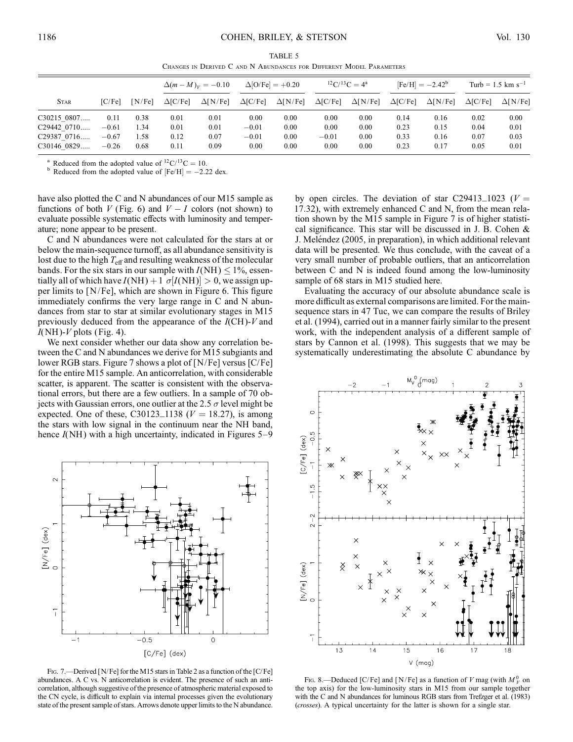TABLE 5

Changes in Derived C and N Abundances for Different Model Parameters

| Star | [C/Fe] | [N/Fe] | $\Delta(m-M)_V = -0.10$ | | $\Delta$[O/Fe] = +0.20 | | $^{12}C/^{13}C = 4$[a] | | [Fe/H] = −2.42[b] | | Turb = 1.5 km s$^{-1}$ | |
|---|---|---|---|---|---|---|---|---|---|---|---|---|
| | | | $\Delta$[C/Fe] | $\Delta$[N/Fe] | $\Delta$[C/Fe] | $\Delta$[N/Fe] | $\Delta$[C/Fe] | $\Delta$[N/Fe] | $\Delta$[C/Fe] | $\Delta$[N/Fe] | $\Delta$[C/Fe] | $\Delta$[N/Fe] |
| C30215_0807..... | 0.11 | 0.38 | 0.01 | 0.01 | 0.00 | 0.00 | 0.00 | 0.00 | 0.14 | 0.16 | 0.02 | 0.00 |
| C29442_0710..... | −0.61 | 1.34 | 0.01 | 0.01 | −0.01 | 0.00 | 0.00 | 0.00 | 0.23 | 0.15 | 0.04 | 0.01 |
| C29387_0716..... | −0.67 | 1.58 | 0.12 | 0.07 | −0.01 | 0.00 | −0.01 | 0.00 | 0.33 | 0.16 | 0.07 | 0.03 |
| C30146_0829..... | −0.26 | 0.68 | 0.11 | 0.09 | 0.00 | 0.00 | 0.00 | 0.00 | 0.23 | 0.17 | 0.05 | 0.01 |

[a] Reduced from the adopted value of $^{12}C/^{13}C = 10$.
[b] Reduced from the adopted value of [Fe/H] = −2.22 dex.

have also plotted the C and N abundances of our M15 sample as functions of both $V$ (Fig. 6) and $V-I$ colors (not shown) to evaluate possible systematic effects with luminosity and temperature; none appear to be present.

C and N abundances were not calculated for the stars at or below the main-sequence turnoff, as all abundance sensitivity is lost due to the high $T_{\rm eff}$ and resulting weakness of the molecular bands. For the six stars in our sample with $I(\rm NH) \leq 1\%$, essentially all of which have $I(\rm NH) + 1\ \sigma[I(\rm NH)] > 0$, we assign upper limits to [N/Fe], which are shown in Figure 6. This figure immediately confirms the very large range in C and N abundances from star to star at similar evolutionary stages in M15 previously deduced from the appearance of the $I$(CH)-$V$ and $I$(NH)-$V$ plots (Fig. 4).

We next consider whether our data show any correlation between the C and N abundances we derive for M15 subgiants and lower RGB stars. Figure 7 shows a plot of [N/Fe] versus [C/Fe] for the entire M15 sample. An anticorrelation, with considerable scatter, is apparent. The scatter is consistent with the observational errors, but there are a few outliers. In a sample of 70 objects with Gaussian errors, one outlier at the 2.5 $\sigma$ level might be expected. One of these, C30123_1138 ($V = 18.27$), is among the stars with low signal in the continuum near the NH band, hence $I$(NH) with a high uncertainty, indicated in Figures 5–9 by open circles. The deviation of star C29413_1023 ($V = 17.32$), with extremely enhanced C and N, from the mean relation shown by the M15 sample in Figure 7 is of higher statistical significance. This star will be discussed in J. B. Cohen & J. Meléndez (2005, in preparation), in which additional relevant data will be presented. We thus conclude, with the caveat of a very small number of probable outliers, that an anticorrelation between C and N is indeed found among the low-luminosity sample of 68 stars in M15 studied here.

Evaluating the accuracy of our absolute abundance scale is more difficult as external comparisons are limited. For the main-sequence stars in 47 Tuc, we can compare the results of Briley et al. (1994), carried out in a manner fairly similar to the present work, with the independent analysis of a different sample of stars by Cannon et al. (1998). This suggests that we may be systematically underestimating the absolute C abundance by

Fig. 7.—Derived [N/Fe] for the M15 stars in Table 2 as a function of the [C/Fe] abundances. A C vs. N anticorrelation is evident. The presence of such an anticorrelation, although suggestive of the presence of atmospheric material exposed to the CN cycle, is difficult to explain via internal processes given the evolutionary state of the present sample of stars. Arrows denote upper limits to the N abundance.

Fig. 8.—Deduced [C/Fe] and [N/Fe] as a function of $V$ mag (with $M_V^0$ on the top axis) for the low-luminosity stars in M15 from our sample together with the C and N abundances for luminous RGB stars from Trefzger et al. (1983) (*crosses*). A typical uncertainty for the latter is shown for a single star.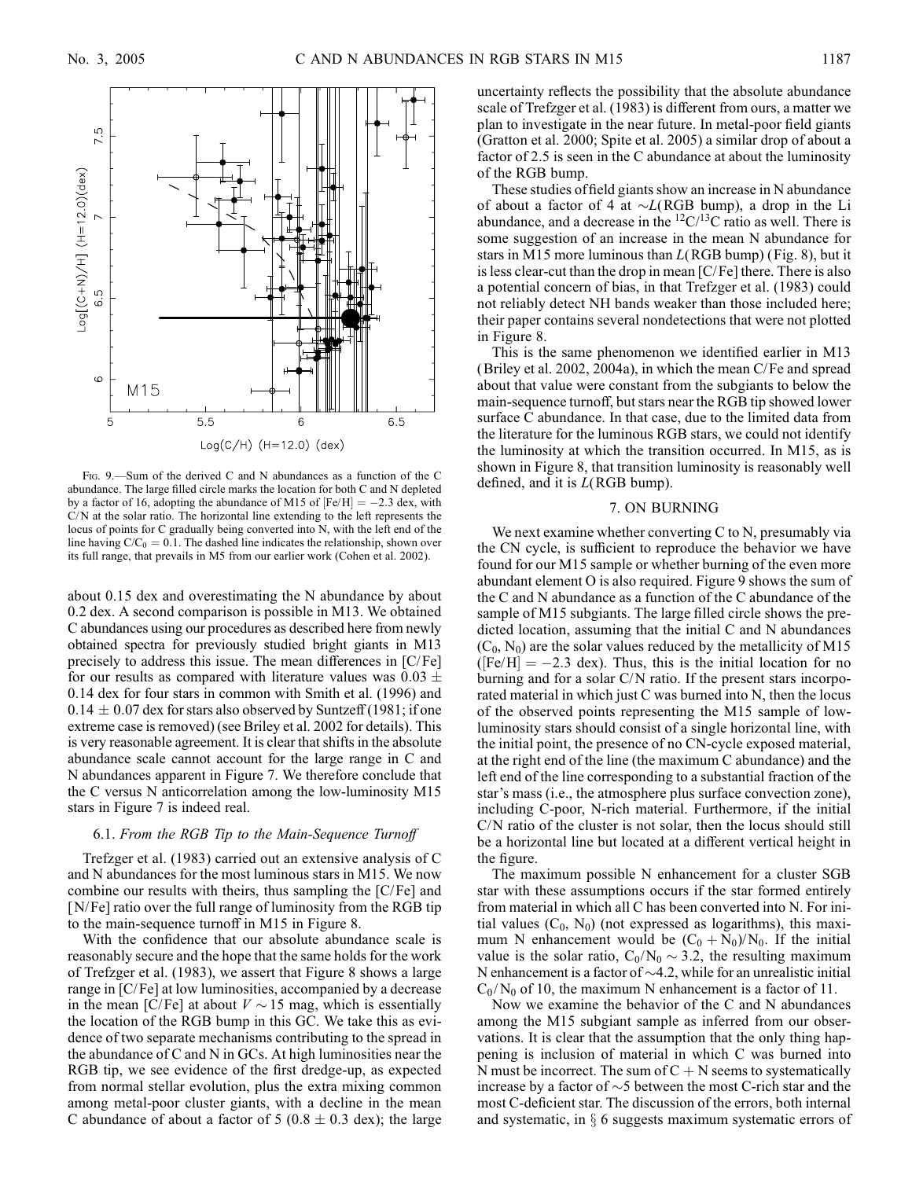Fig. 9.—Sum of the derived C and N abundances as a function of the C abundance. The large filled circle marks the location for both C and N depleted by a factor of 16, adopting the abundance of M15 of [Fe/H] = −2.3 dex, with C/N at the solar ratio. The horizontal line extending to the left represents the locus of points for C gradually being converted into N, with the left end of the line having $C/C_0 = 0.1$. The dashed line indicates the relationship, shown over its full range, that prevails in M5 from our earlier work (Cohen et al. 2002).

about 0.15 dex and overestimating the N abundance by about 0.2 dex. A second comparison is possible in M13. We obtained C abundances using our procedures as described here from newly obtained spectra for previously studied bright giants in M13 precisely to address this issue. The mean differences in [C/Fe] for our results as compared with literature values was $0.03 \pm 0.14$ dex for four stars in common with Smith et al. (1996) and $0.14 \pm 0.07$ dex for stars also observed by Suntzeff (1981; if one extreme case is removed) (see Briley et al. 2002 for details). This is very reasonable agreement. It is clear that shifts in the absolute abundance scale cannot account for the large range in C and N abundances apparent in Figure 7. We therefore conclude that the C versus N anticorrelation among the low-luminosity M15 stars in Figure 7 is indeed real.

### 6.1. *From the RGB Tip to the Main-Sequence Turnoff*

Trefzger et al. (1983) carried out an extensive analysis of C and N abundances for the most luminous stars in M15. We now combine our results with theirs, thus sampling the [C/Fe] and [N/Fe] ratio over the full range of luminosity from the RGB tip to the main-sequence turnoff in M15 in Figure 8.

With the confidence that our absolute abundance scale is reasonably secure and the hope that the same holds for the work of Trefzger et al. (1983), we assert that Figure 8 shows a large range in [C/Fe] at low luminosities, accompanied by a decrease in the mean [C/Fe] at about $V \sim 15$ mag, which is essentially the location of the RGB bump in this GC. We take this as evidence of two separate mechanisms contributing to the spread in the abundance of C and N in GCs. At high luminosities near the RGB tip, we see evidence of the first dredge-up, as expected from normal stellar evolution, plus the extra mixing common among metal-poor cluster giants, with a decline in the mean C abundance of about a factor of 5 ($0.8 \pm 0.3$ dex); the large uncertainty reflects the possibility that the absolute abundance scale of Trefzger et al. (1983) is different from ours, a matter we plan to investigate in the near future. In metal-poor field giants (Gratton et al. 2000; Spite et al. 2005) a similar drop of about a factor of 2.5 is seen in the C abundance at about the luminosity of the RGB bump.

These studies of field giants show an increase in N abundance of about a factor of 4 at $\sim L$(RGB bump), a drop in the Li abundance, and a decrease in the $^{12}C/^{13}C$ ratio as well. There is some suggestion of an increase in the mean N abundance for stars in M15 more luminous than $L$(RGB bump) (Fig. 8), but it is less clear-cut than the drop in mean [C/Fe] there. There is also a potential concern of bias, in that Trefzger et al. (1983) could not reliably detect NH bands weaker than those included here; their paper contains several nondetections that were not plotted in Figure 8.

This is the same phenomenon we identified earlier in M13 (Briley et al. 2002, 2004a), in which the mean C/Fe and spread about that value were constant from the subgiants to below the main-sequence turnoff, but stars near the RGB tip showed lower surface C abundance. In that case, due to the limited data from the literature for the luminous RGB stars, we could not identify the luminosity at which the transition occurred. In M15, as is shown in Figure 8, that transition luminosity is reasonably well defined, and it is $L$(RGB bump).

## 7. ON BURNING

We next examine whether converting C to N, presumably via the CN cycle, is sufficient to reproduce the behavior we have found for our M15 sample or whether burning of the even more abundant element O is also required. Figure 9 shows the sum of the C and N abundance as a function of the C abundance of the sample of M15 subgiants. The large filled circle shows the predicted location, assuming that the initial C and N abundances ($C_0$, $N_0$) are the solar values reduced by the metallicity of M15 ([Fe/H] = −2.3 dex). Thus, this is the initial location for no burning and for a solar C/N ratio. If the present stars incorporated material in which just C was burned into N, then the locus of the observed points representing the M15 sample of low-luminosity stars should consist of a single horizontal line, with the initial point, the presence of no CN-cycle exposed material, at the right end of the line (the maximum C abundance) and the left end of the line corresponding to a substantial fraction of the star's mass (i.e., the atmosphere plus surface convection zone), including C-poor, N-rich material. Furthermore, if the initial C/N ratio of the cluster is not solar, then the locus should still be a horizontal line but located at a different vertical height in the figure.

The maximum possible N enhancement for a cluster SGB star with these assumptions occurs if the star formed entirely from material in which all C has been converted into N. For initial values ($C_0$, $N_0$) (not expressed as logarithms), this maximum N enhancement would be $(C_0 + N_0)/N_0$. If the initial value is the solar ratio, $C_0/N_0 \sim 3.2$, the resulting maximum N enhancement is a factor of ∼4.2, while for an unrealistic initial $C_0/N_0$ of 10, the maximum N enhancement is a factor of 11.

Now we examine the behavior of the C and N abundances among the M15 subgiant sample as inferred from our observations. It is clear that the assumption that the only thing happening is inclusion of material in which C was burned into N must be incorrect. The sum of C + N seems to systematically increase by a factor of ∼5 between the most C-rich star and the most C-deficient star. The discussion of the errors, both internal and systematic, in § 6 suggests maximum systematic errors of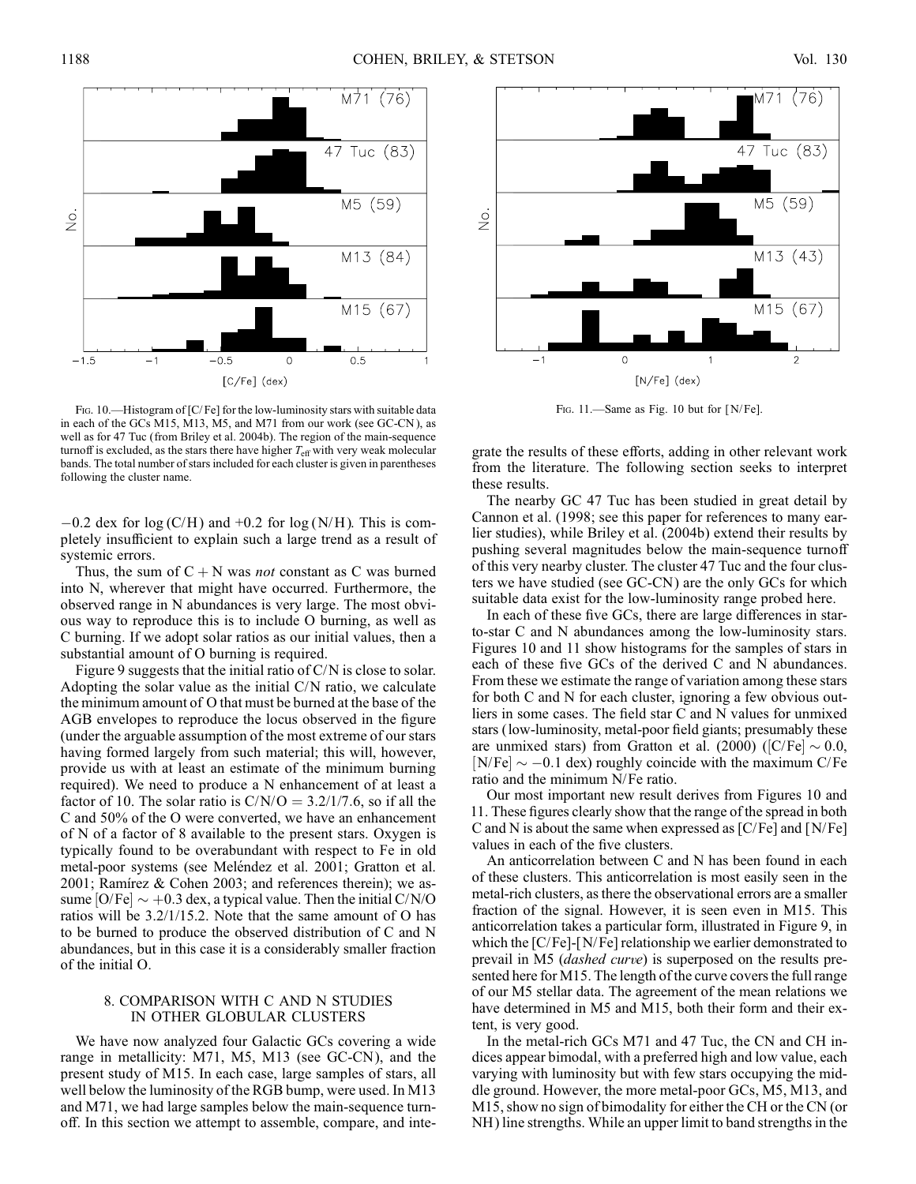Fig. 10.—Histogram of [C/Fe] for the low-luminosity stars with suitable data in each of the GCs M15, M13, M5, and M71 from our work (see GC-CN), as well as for 47 Tuc (from Briley et al. 2004b). The region of the main-sequence turnoff is excluded, as the stars there have higher $T_{\rm eff}$ with very weak molecular bands. The total number of stars included for each cluster is given in parentheses following the cluster name.

Fig. 11.—Same as Fig. 10 but for [N/Fe].

−0.2 dex for log (C/H) and +0.2 for log (N/H). This is completely insufficient to explain such a large trend as a result of systemic errors.

Thus, the sum of C + N was *not* constant as C was burned into N, wherever that might have occurred. Furthermore, the observed range in N abundances is very large. The most obvious way to reproduce this is to include O burning, as well as C burning. If we adopt solar ratios as our initial values, then a substantial amount of O burning is required.

Figure 9 suggests that the initial ratio of C/N is close to solar. Adopting the solar value as the initial C/N ratio, we calculate the minimum amount of O that must be burned at the base of the AGB envelopes to reproduce the locus observed in the figure (under the arguable assumption of the most extreme of our stars having formed largely from such material; this will, however, provide us with at least an estimate of the minimum burning required). We need to produce a N enhancement of at least a factor of 10. The solar ratio is C/N/O = 3.2/1/7.6, so if all the C and 50% of the O were converted, we have an enhancement of N of a factor of 8 available to the present stars. Oxygen is typically found to be overabundant with respect to Fe in old metal-poor systems (see Meléndez et al. 2001; Gratton et al. 2001; Ramírez & Cohen 2003; and references therein); we assume [O/Fe] ~ +0.3 dex, a typical value. Then the initial C/N/O ratios will be 3.2/1/15.2. Note that the same amount of O has to be burned to produce the observed distribution of C and N abundances, but in this case it is a considerably smaller fraction of the initial O.

## 8. COMPARISON WITH C AND N STUDIES IN OTHER GLOBULAR CLUSTERS

We have now analyzed four Galactic GCs covering a wide range in metallicity: M71, M5, M13 (see GC-CN), and the present study of M15. In each case, large samples of stars, all well below the luminosity of the RGB bump, were used. In M13 and M71, we had large samples below the main-sequence turnoff. In this section we attempt to assemble, compare, and integrate the results of these efforts, adding in other relevant work from the literature. The following section seeks to interpret these results.

The nearby GC 47 Tuc has been studied in great detail by Cannon et al. (1998; see this paper for references to many earlier studies), while Briley et al. (2004b) extend their results by pushing several magnitudes below the main-sequence turnoff of this very nearby cluster. The cluster 47 Tuc and the four clusters we have studied (see GC-CN) are the only GCs for which suitable data exist for the low-luminosity range probed here.

In each of these five GCs, there are large differences in star-to-star C and N abundances among the low-luminosity stars. Figures 10 and 11 show histograms for the samples of stars in each of these five GCs of the derived C and N abundances. From these we estimate the range of variation among these stars for both C and N for each cluster, ignoring a few obvious outliers in some cases. The field star C and N values for unmixed stars (low-luminosity, metal-poor field giants; presumably these are unmixed stars) from Gratton et al. (2000) ([C/Fe] ~ 0.0, [N/Fe] ~ −0.1 dex) roughly coincide with the maximum C/Fe ratio and the minimum N/Fe ratio.

Our most important new result derives from Figures 10 and 11. These figures clearly show that the range of the spread in both C and N is about the same when expressed as [C/Fe] and [N/Fe] values in each of the five clusters.

An anticorrelation between C and N has been found in each of these clusters. This anticorrelation is most easily seen in the metal-rich clusters, as there the observational errors are a smaller fraction of the signal. However, it is seen even in M15. This anticorrelation takes a particular form, illustrated in Figure 9, in which the [C/Fe]-[N/Fe] relationship we earlier demonstrated to prevail in M5 (*dashed curve*) is superposed on the results presented here for M15. The length of the curve covers the full range of our M5 stellar data. The agreement of the mean relations we have determined in M5 and M15, both their form and their extent, is very good.

In the metal-rich GCs M71 and 47 Tuc, the CN and CH indices appear bimodal, with a preferred high and low value, each varying with luminosity but with few stars occupying the middle ground. However, the more metal-poor GCs, M5, M13, and M15, show no sign of bimodality for either the CH or the CN (or NH) line strengths. While an upper limit to band strengths in the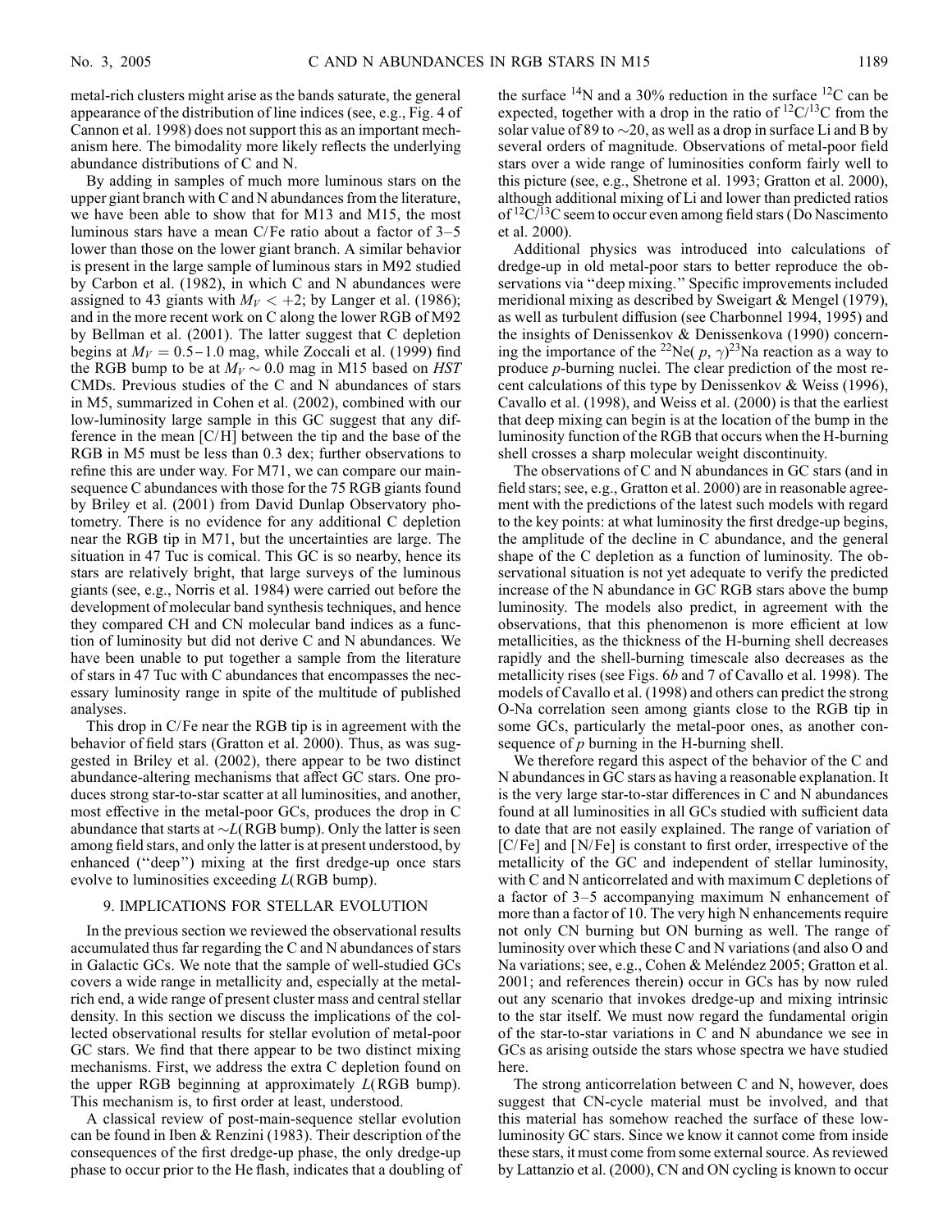metal-rich clusters might arise as the bands saturate, the general appearance of the distribution of line indices (see, e.g., Fig. 4 of Cannon et al. 1998) does not support this as an important mechanism here. The bimodality more likely reflects the underlying abundance distributions of C and N.

By adding in samples of much more luminous stars on the upper giant branch with C and N abundances from the literature, we have been able to show that for M13 and M15, the most luminous stars have a mean C/Fe ratio about a factor of 3–5 lower than those on the lower giant branch. A similar behavior is present in the large sample of luminous stars in M92 studied by Carbon et al. (1982), in which C and N abundances were assigned to 43 giants with $M_V < +2$; by Langer et al. (1986); and in the more recent work on C along the lower RGB of M92 by Bellman et al. (2001). The latter suggest that C depletion begins at $M_V = 0.5–1.0$ mag, while Zoccali et al. (1999) find the RGB bump to be at $M_V \sim 0.0$ mag in M15 based on *HST* CMDs. Previous studies of the C and N abundances of stars in M5, summarized in Cohen et al. (2002), combined with our low-luminosity large sample in this GC suggest that any difference in the mean [C/H] between the tip and the base of the RGB in M5 must be less than 0.3 dex; further observations to refine this are under way. For M71, we can compare our main-sequence C abundances with those for the 75 RGB giants found by Briley et al. (2001) from David Dunlap Observatory photometry. There is no evidence for any additional C depletion near the RGB tip in M71, but the uncertainties are large. The situation in 47 Tuc is comical. This GC is so nearby, hence its stars are relatively bright, that large surveys of the luminous giants (see, e.g., Norris et al. 1984) were carried out before the development of molecular band synthesis techniques, and hence they compared CH and CN molecular band indices as a function of luminosity but did not derive C and N abundances. We have been unable to put together a sample from the literature of stars in 47 Tuc with C abundances that encompasses the necessary luminosity range in spite of the multitude of published analyses.

This drop in C/Fe near the RGB tip is in agreement with the behavior of field stars (Gratton et al. 2000). Thus, as was suggested in Briley et al. (2002), there appear to be two distinct abundance-altering mechanisms that affect GC stars. One produces strong star-to-star scatter at all luminosities, and another, most effective in the metal-poor GCs, produces the drop in C abundance that starts at $\sim L$(RGB bump). Only the latter is seen among field stars, and only the latter is at present understood, by enhanced ("deep") mixing at the first dredge-up once stars evolve to luminosities exceeding $L$(RGB bump).

## 9. IMPLICATIONS FOR STELLAR EVOLUTION

In the previous section we reviewed the observational results accumulated thus far regarding the C and N abundances of stars in Galactic GCs. We note that the sample of well-studied GCs covers a wide range in metallicity and, especially at the metal-rich end, a wide range of present cluster mass and central stellar density. In this section we discuss the implications of the collected observational results for stellar evolution of metal-poor GC stars. We find that there appear to be two distinct mixing mechanisms. First, we address the extra C depletion found on the upper RGB beginning at approximately $L$(RGB bump). This mechanism is, to first order at least, understood.

A classical review of post-main-sequence stellar evolution can be found in Iben & Renzini (1983). Their description of the consequences of the first dredge-up phase, the only dredge-up phase to occur prior to the He flash, indicates that a doubling of the surface $^{14}$N and a 30% reduction in the surface $^{12}$C can be expected, together with a drop in the ratio of $^{12}$C/$^{13}$C from the solar value of 89 to $\sim$20, as well as a drop in surface Li and B by several orders of magnitude. Observations of metal-poor field stars over a wide range of luminosities conform fairly well to this picture (see, e.g., Shetrone et al. 1993; Gratton et al. 2000), although additional mixing of Li and lower than predicted ratios of $^{12}$C/$^{13}$C seem to occur even among field stars (Do Nascimento et al. 2000).

Additional physics was introduced into calculations of dredge-up in old metal-poor stars to better reproduce the observations via "deep mixing." Specific improvements included meridional mixing as described by Sweigart & Mengel (1979), as well as turbulent diffusion (see Charbonnel 1994, 1995) and the insights of Denissenkov & Denissenkova (1990) concerning the importance of the $^{22}$Ne($p$, $\gamma$)$^{23}$Na reaction as a way to produce $p$-burning nuclei. The clear prediction of the most recent calculations of this type by Denissenkov & Weiss (1996), Cavallo et al. (1998), and Weiss et al. (2000) is that the earliest that deep mixing can begin is at the location of the bump in the luminosity function of the RGB that occurs when the H-burning shell crosses a sharp molecular weight discontinuity.

The observations of C and N abundances in GC stars (and in field stars; see, e.g., Gratton et al. 2000) are in reasonable agreement with the predictions of the latest such models with regard to the key points: at what luminosity the first dredge-up begins, the amplitude of the decline in C abundance, and the general shape of the C depletion as a function of luminosity. The observational situation is not yet adequate to verify the predicted increase of the N abundance in GC RGB stars above the bump luminosity. The models also predict, in agreement with the observations, that this phenomenon is more efficient at low metallicities, as the thickness of the H-burning shell decreases rapidly and the shell-burning timescale also decreases as the metallicity rises (see Figs. 6*b* and 7 of Cavallo et al. 1998). The models of Cavallo et al. (1998) and others can predict the strong O-Na correlation seen among giants close to the RGB tip in some GCs, particularly the metal-poor ones, as another consequence of $p$ burning in the H-burning shell.

We therefore regard this aspect of the behavior of the C and N abundances in GC stars as having a reasonable explanation. It is the very large star-to-star differences in C and N abundances found at all luminosities in all GCs studied with sufficient data to date that are not easily explained. The range of variation of [C/Fe] and [N/Fe] is constant to first order, irrespective of the metallicity of the GC and independent of stellar luminosity, with C and N anticorrelated and with maximum C depletions of a factor of 3–5 accompanying maximum N enhancement of more than a factor of 10. The very high N enhancements require not only CN burning but ON burning as well. The range of luminosity over which these C and N variations (and also O and Na variations; see, e.g., Cohen & Meléndez 2005; Gratton et al. 2001; and references therein) occur in GCs has by now ruled out any scenario that invokes dredge-up and mixing intrinsic to the star itself. We must now regard the fundamental origin of the star-to-star variations in C and N abundance we see in GCs as arising outside the stars whose spectra we have studied here.

The strong anticorrelation between C and N, however, does suggest that CN-cycle material must be involved, and that this material has somehow reached the surface of these low-luminosity GC stars. Since we know it cannot come from inside these stars, it must come from some external source. As reviewed by Lattanzio et al. (2000), CN and ON cycling is known to occur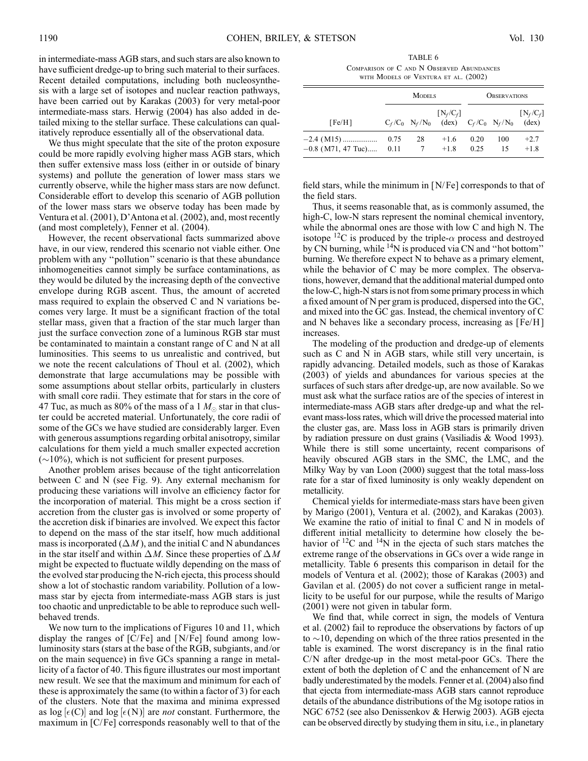in intermediate-mass AGB stars, and such stars are also known to have sufficient dredge-up to bring such material to their surfaces. Recent detailed computations, including both nucleosynthesis with a large set of isotopes and nuclear reaction pathways, have been carried out by Karakas (2003) for very metal-poor intermediate-mass stars. Herwig (2004) has also added in detailed mixing to the stellar surface. These calculations can qualitatively reproduce essentially all of the observational data.

We thus might speculate that the site of the proton exposure could be more rapidly evolving higher mass AGB stars, which then suffer extensive mass loss (either in or outside of binary systems) and pollute the generation of lower mass stars we currently observe, while the higher mass stars are now defunct. Considerable effort to develop this scenario of AGB pollution of the lower mass stars we observe today has been made by Ventura et al. (2001), D'Antona et al. (2002), and, most recently (and most completely), Fenner et al. (2004).

However, the recent observational facts summarized above have, in our view, rendered this scenario not viable either. One problem with any "pollution" scenario is that these abundance inhomogeneities cannot simply be surface contaminations, as they would be diluted by the increasing depth of the convective envelope during RGB ascent. Thus, the amount of accreted mass required to explain the observed C and N variations becomes very large. It must be a significant fraction of the total stellar mass, given that a fraction of the star much larger than just the surface convection zone of a luminous RGB star must be contaminated to maintain a constant range of C and N at all luminosities. This seems to us unrealistic and contrived, but we note the recent calculations of Thoul et al. (2002), which demonstrate that large accumulations may be possible with some assumptions about stellar orbits, particularly in clusters with small core radii. They estimate that for stars in the core of 47 Tuc, as much as 80% of the mass of a 1 $M_{\odot}$ star in that cluster could be accreted material. Unfortunately, the core radii of some of the GCs we have studied are considerably larger. Even with generous assumptions regarding orbital anisotropy, similar calculations for them yield a much smaller expected accretion ($\sim$10%), which is not sufficient for present purposes.

Another problem arises because of the tight anticorrelation between C and N (see Fig. 9). Any external mechanism for producing these variations will involve an efficiency factor for the incorporation of material. This might be a cross section if accretion from the cluster gas is involved or some property of the accretion disk if binaries are involved. We expect this factor to depend on the mass of the star itself, how much additional mass is incorporated ($\Delta M$), and the initial C and N abundances in the star itself and within $\Delta M$. Since these properties of $\Delta M$ might be expected to fluctuate wildly depending on the mass of the evolved star producing the N-rich ejecta, this process should show a lot of stochastic random variability. Pollution of a low-mass star by ejecta from intermediate-mass AGB stars is just too chaotic and unpredictable to be able to reproduce such well-behaved trends.

We now turn to the implications of Figures 10 and 11, which display the ranges of [C/Fe] and [N/Fe] found among low-luminosity stars (stars at the base of the RGB, subgiants, and/or on the main sequence) in five GCs spanning a range in metallicity of a factor of 40. This figure illustrates our most important new result. We see that the maximum and minimum for each of these is approximately the same (to within a factor of 3) for each of the clusters. Note that the maxima and minima expressed as $\log[\epsilon(\mathrm{C})]$ and $\log[\epsilon(\mathrm{N})]$ are *not* constant. Furthermore, the maximum in [C/Fe] corresponds reasonably well to that of the field stars, while the minimum in [N/Fe] corresponds to that of the field stars.

Thus, it seems reasonable that, as is commonly assumed, the high-C, low-N stars represent the nominal chemical inventory, while the abnormal ones are those with low C and high N. The isotope $^{12}$C is produced by the triple-$\alpha$ process and destroyed by CN burning, while $^{14}$N is produced via CN and "hot bottom" burning. We therefore expect N to behave as a primary element, while the behavior of C may be more complex. The observations, however, demand that the additional material dumped onto the low-C, high-N stars is not from some primary process in which a fixed amount of N per gram is produced, dispersed into the GC, and mixed into the GC gas. Instead, the chemical inventory of C and N behaves like a secondary process, increasing as [Fe/H] increases.

The modeling of the production and dredge-up of elements such as C and N in AGB stars, while still very uncertain, is rapidly advancing. Detailed models, such as those of Karakas (2003) of yields and abundances for various species at the surfaces of such stars after dredge-up, are now available. So we must ask what the surface ratios are of the species of interest in intermediate-mass AGB stars after dredge-up and what the relevant mass-loss rates, which will drive the processed material into the cluster gas, are. Mass loss in AGB stars is primarily driven by radiation pressure on dust grains (Vasiliadis & Wood 1993). While there is still some uncertainty, recent comparisons of heavily obscured AGB stars in the SMC, the LMC, and the Milky Way by van Loon (2000) suggest that the total mass-loss rate for a star of fixed luminosity is only weakly dependent on metallicity.

Chemical yields for intermediate-mass stars have been given by Marigo (2001), Ventura et al. (2002), and Karakas (2003). We examine the ratio of initial to final C and N in models of different initial metallicity to determine how closely the behavior of $^{12}$C and $^{14}$N in the ejecta of such stars matches the extreme range of the observations in GCs over a wide range in metallicity. Table 6 presents this comparison in detail for the models of Ventura et al. (2002); those of Karakas (2003) and Gavilan et al. (2005) do not cover a sufficient range in metallicity to be useful for our purpose, while the results of Marigo (2001) were not given in tabular form.

We find that, while correct in sign, the models of Ventura et al. (2002) fail to reproduce the observations by factors of up to $\sim$10, depending on which of the three ratios presented in the table is examined. The worst discrepancy is in the final ratio C/N after dredge-up in the most metal-poor GCs. There the extent of both the depletion of C and the enhancement of N are badly underestimated by the models. Fenner et al. (2004) also find that ejecta from intermediate-mass AGB stars cannot reproduce details of the abundance distributions of the Mg isotope ratios in NGC 6752 (see also Denissenkov & Herwig 2003). AGB ejecta can be observed directly by studying them in situ, i.e., in planetary

TABLE 6

Comparison of C and N Observed Abundances with Models of Ventura et al. (2002)

| | Models | | | Observations | | |
|---|---|---|---|---|---|---|
| [Fe/H] | $C_f/C_0$ | $N_f/N_0$ | $[N_f/C_f]$ (dex) | $C_f/C_0$ | $N_f/N_0$ | $[N_f/C_f]$ (dex) |
| −2.4 (M15) | 0.75 | 28 | +1.6 | 0.20 | 100 | +2.7 |
| −0.8 (M71, 47 Tuc) | 0.11 | 7 | +1.8 | 0.25 | 15 | +1.8 |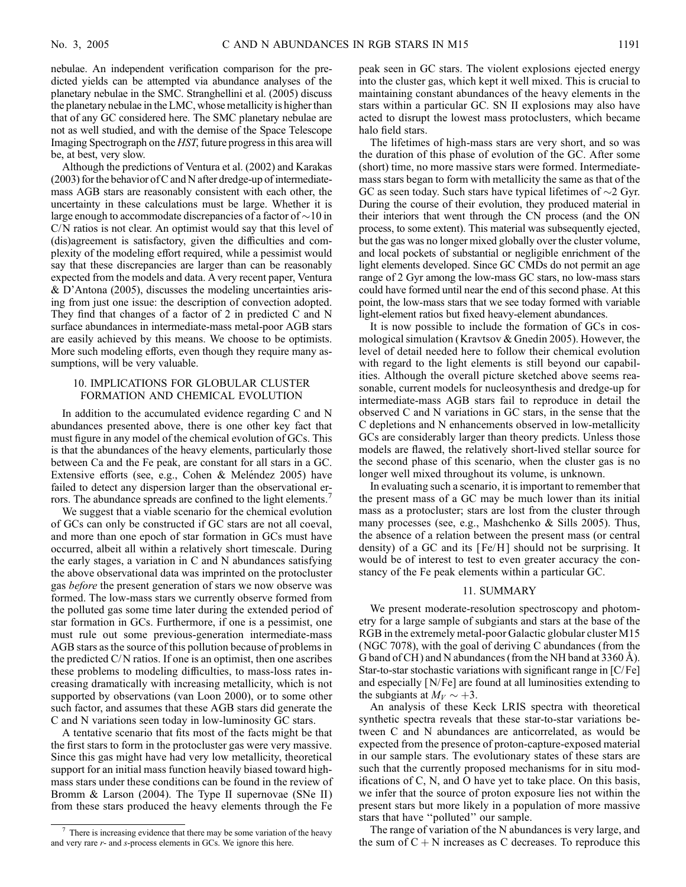nebulae. An independent verification comparison for the predicted yields can be attempted via abundance analyses of the planetary nebulae in the SMC. Stranghellini et al. (2005) discuss the planetary nebulae in the LMC, whose metallicity is higher than that of any GC considered here. The SMC planetary nebulae are not as well studied, and with the demise of the Space Telescope Imaging Spectrograph on the *HST*, future progress in this area will be, at best, very slow.

Although the predictions of Ventura et al. (2002) and Karakas (2003) for the behavior of C and N after dredge-up of intermediate-mass AGB stars are reasonably consistent with each other, the uncertainty in these calculations must be large. Whether it is large enough to accommodate discrepancies of a factor of $\sim$10 in C/N ratios is not clear. An optimist would say that this level of (dis)agreement is satisfactory, given the difficulties and complexity of the modeling effort required, while a pessimist would say that these discrepancies are larger than can be reasonably expected from the models and data. A very recent paper, Ventura & D'Antona (2005), discusses the modeling uncertainties arising from just one issue: the description of convection adopted. They find that changes of a factor of 2 in predicted C and N surface abundances in intermediate-mass metal-poor AGB stars are easily achieved by this means. We choose to be optimists. More such modeling efforts, even though they require many assumptions, will be very valuable.

## 10. IMPLICATIONS FOR GLOBULAR CLUSTER FORMATION AND CHEMICAL EVOLUTION

In addition to the accumulated evidence regarding C and N abundances presented above, there is one other key fact that must figure in any model of the chemical evolution of GCs. This is that the abundances of the heavy elements, particularly those between Ca and the Fe peak, are constant for all stars in a GC. Extensive efforts (see, e.g., Cohen & Meléndez 2005) have failed to detect any dispersion larger than the observational errors. The abundance spreads are confined to the light elements.[7]

We suggest that a viable scenario for the chemical evolution of GCs can only be constructed if GC stars are not all coeval, and more than one epoch of star formation in GCs must have occurred, albeit all within a relatively short timescale. During the early stages, a variation in C and N abundances satisfying the above observational data was imprinted on the protocluster gas *before* the present generation of stars we now observe was formed. The low-mass stars we currently observe formed from the polluted gas some time later during the extended period of star formation in GCs. Furthermore, if one is a pessimist, one must rule out some previous-generation intermediate-mass AGB stars as the source of this pollution because of problems in the predicted C/N ratios. If one is an optimist, then one ascribes these problems to modeling difficulties, to mass-loss rates increasing dramatically with increasing metallicity, which is not supported by observations (van Loon 2000), or to some other such factor, and assumes that these AGB stars did generate the C and N variations seen today in low-luminosity GC stars.

A tentative scenario that fits most of the facts might be that the first stars to form in the protocluster gas were very massive. Since this gas might have had very low metallicity, theoretical support for an initial mass function heavily biased toward high-mass stars under these conditions can be found in the review of Bromm & Larson (2004). The Type II supernovae (SNe II) from these stars produced the heavy elements through the Fe peak seen in GC stars. The violent explosions ejected energy into the cluster gas, which kept it well mixed. This is crucial to maintaining constant abundances of the heavy elements in the stars within a particular GC. SN II explosions may also have acted to disrupt the lowest mass protoclusters, which became halo field stars.

The lifetimes of high-mass stars are very short, and so was the duration of this phase of evolution of the GC. After some (short) time, no more massive stars were formed. Intermediate-mass stars began to form with metallicity the same as that of the GC as seen today. Such stars have typical lifetimes of $\sim$2 Gyr. During the course of their evolution, they produced material in their interiors that went through the CN process (and the ON process, to some extent). This material was subsequently ejected, but the gas was no longer mixed globally over the cluster volume, and local pockets of substantial or negligible enrichment of the light elements developed. Since GC CMDs do not permit an age range of 2 Gyr among the low-mass GC stars, no low-mass stars could have formed until near the end of this second phase. At this point, the low-mass stars that we see today formed with variable light-element ratios but fixed heavy-element abundances.

It is now possible to include the formation of GCs in cosmological simulation (Kravtsov & Gnedin 2005). However, the level of detail needed here to follow their chemical evolution with regard to the light elements is still beyond our capabilities. Although the overall picture sketched above seems reasonable, current models for nucleosynthesis and dredge-up for intermediate-mass AGB stars fail to reproduce in detail the observed C and N variations in GC stars, in the sense that the C depletions and N enhancements observed in low-metallicity GCs are considerably larger than theory predicts. Unless those models are flawed, the relatively short-lived stellar source for the second phase of this scenario, when the cluster gas is no longer well mixed throughout its volume, is unknown.

In evaluating such a scenario, it is important to remember that the present mass of a GC may be much lower than its initial mass as a protocluster; stars are lost from the cluster through many processes (see, e.g., Mashchenko & Sills 2005). Thus, the absence of a relation between the present mass (or central density) of a GC and its [Fe/H] should not be surprising. It would be of interest to test to even greater accuracy the constancy of the Fe peak elements within a particular GC.

## 11. SUMMARY

We present moderate-resolution spectroscopy and photometry for a large sample of subgiants and stars at the base of the RGB in the extremely metal-poor Galactic globular cluster M15 (NGC 7078), with the goal of deriving C abundances (from the G band of CH) and N abundances (from the NH band at 3360 Å). Star-to-star stochastic variations with significant range in [C/Fe] and especially [N/Fe] are found at all luminosities extending to the subgiants at $M_V \sim +3$.

An analysis of these Keck LRIS spectra with theoretical synthetic spectra reveals that these star-to-star variations between C and N abundances are anticorrelated, as would be expected from the presence of proton-capture-exposed material in our sample stars. The evolutionary states of these stars are such that the currently proposed mechanisms for in situ modifications of C, N, and O have yet to take place. On this basis, we infer that the source of proton exposure lies not within the present stars but more likely in a population of more massive stars that have "polluted" our sample.

The range of variation of the N abundances is very large, and the sum of C + N increases as C decreases. To reproduce this

[7] There is increasing evidence that there may be some variation of the heavy and very rare *r*- and *s*-process elements in GCs. We ignore this here.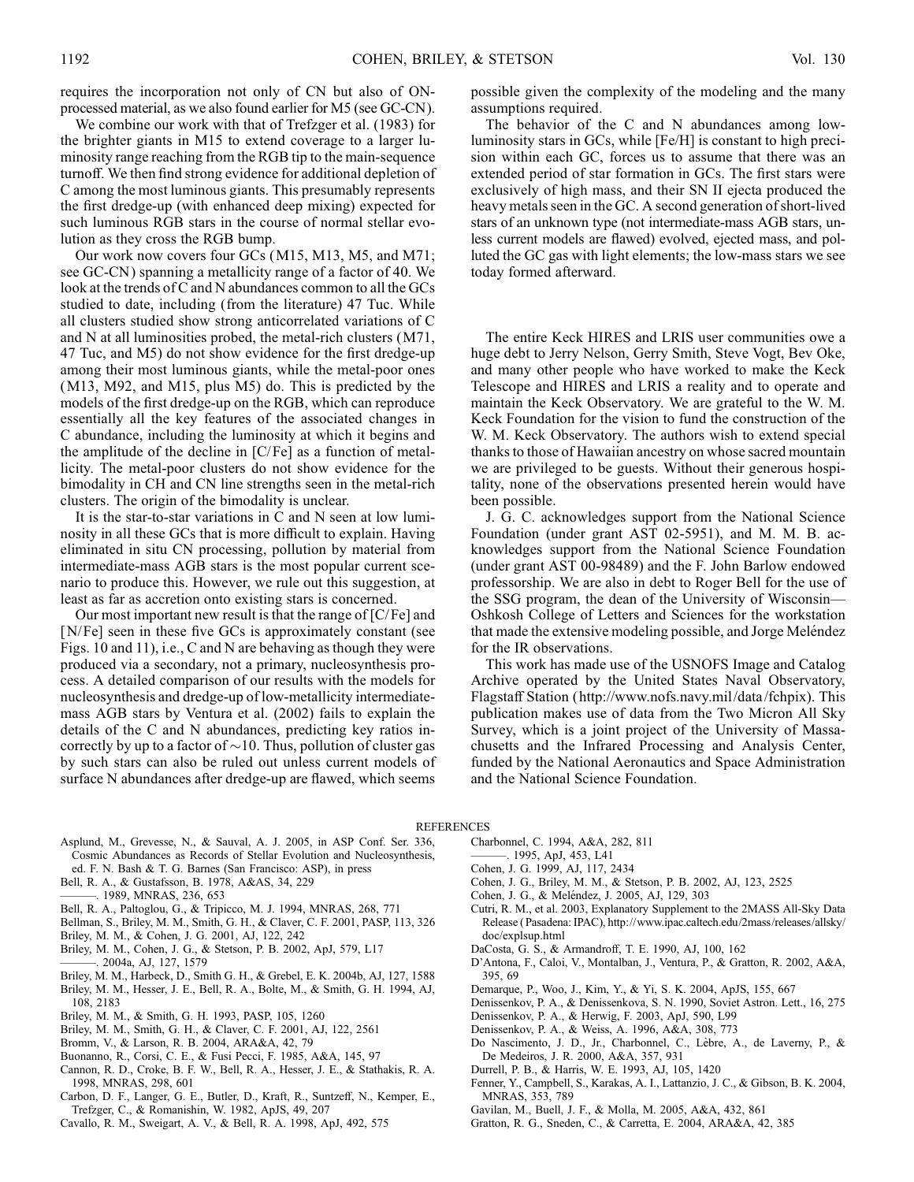requires the incorporation not only of CN but also of ON-processed material, as we also found earlier for M5 (see GC-CN).

We combine our work with that of Trefzger et al. (1983) for the brighter giants in M15 to extend coverage to a larger luminosity range reaching from the RGB tip to the main-sequence turnoff. We then find strong evidence for additional depletion of C among the most luminous giants. This presumably represents the first dredge-up (with enhanced deep mixing) expected for such luminous RGB stars in the course of normal stellar evolution as they cross the RGB bump.

Our work now covers four GCs (M15, M13, M5, and M71; see GC-CN) spanning a metallicity range of a factor of 40. We look at the trends of C and N abundances common to all the GCs studied to date, including (from the literature) 47 Tuc. While all clusters studied show strong anticorrelated variations of C and N at all luminosities probed, the metal-rich clusters (M71, 47 Tuc, and M5) do not show evidence for the first dredge-up among their most luminous giants, while the metal-poor ones (M13, M92, and M15, plus M5) do. This is predicted by the models of the first dredge-up on the RGB, which can reproduce essentially all the key features of the associated changes in C abundance, including the luminosity at which it begins and the amplitude of the decline in [C/Fe] as a function of metallicity. The metal-poor clusters do not show evidence for the bimodality in CH and CN line strengths seen in the metal-rich clusters. The origin of the bimodality is unclear.

It is the star-to-star variations in C and N seen at low luminosity in all these GCs that is more difficult to explain. Having eliminated in situ CN processing, pollution by material from intermediate-mass AGB stars is the most popular current scenario to produce this. However, we rule out this suggestion, at least as far as accretion onto existing stars is concerned.

Our most important new result is that the range of [C/Fe] and [N/Fe] seen in these five GCs is approximately constant (see Figs. 10 and 11), i.e., C and N are behaving as though they were produced via a secondary, not a primary, nucleosynthesis process. A detailed comparison of our results with the models for nucleosynthesis and dredge-up of low-metallicity intermediate-mass AGB stars by Ventura et al. (2002) fails to explain the details of the C and N abundances, predicting key ratios incorrectly by up to a factor of $\sim$10. Thus, pollution of cluster gas by such stars can also be ruled out unless current models of surface N abundances after dredge-up are flawed, which seems possible given the complexity of the modeling and the many assumptions required.

The behavior of the C and N abundances among low-luminosity stars in GCs, while [Fe/H] is constant to high precision within each GC, forces us to assume that there was an extended period of star formation in GCs. The first stars were exclusively of high mass, and their SN II ejecta produced the heavy metals seen in the GC. A second generation of short-lived stars of an unknown type (not intermediate-mass AGB stars, unless current models are flawed) evolved, ejected mass, and polluted the GC gas with light elements; the low-mass stars we see today formed afterward.

The entire Keck HIRES and LRIS user communities owe a huge debt to Jerry Nelson, Gerry Smith, Steve Vogt, Bev Oke, and many other people who have worked to make the Keck Telescope and HIRES and LRIS a reality and to operate and maintain the Keck Observatory. We are grateful to the W. M. Keck Foundation for the vision to fund the construction of the W. M. Keck Observatory. The authors wish to extend special thanks to those of Hawaiian ancestry on whose sacred mountain we are privileged to be guests. Without their generous hospitality, none of the observations presented herein would have been possible.

J. G. C. acknowledges support from the National Science Foundation (under grant AST 02-5951), and M. M. B. acknowledges support from the National Science Foundation (under grant AST 00-98489) and the F. John Barlow endowed professorship. We are also in debt to Roger Bell for the use of the SSG program, the dean of the University of Wisconsin—Oshkosh College of Letters and Sciences for the workstation that made the extensive modeling possible, and Jorge Meléndez for the IR observations.

This work has made use of the USNOFS Image and Catalog Archive operated by the United States Naval Observatory, Flagstaff Station (http://www.nofs.navy.mil/data/fchpix). This publication makes use of data from the Two Micron All Sky Survey, which is a joint project of the University of Massachusetts and the Infrared Processing and Analysis Center, funded by the National Aeronautics and Space Administration and the National Science Foundation.

## REFERENCES

Asplund, M., Grevesse, N., & Sauval, A. J. 2005, in ASP Conf. Ser. 336, Cosmic Abundances as Records of Stellar Evolution and Nucleosynthesis, ed. F. N. Bash & T. G. Barnes (San Francisco: ASP), in press

Bell, R. A., & Gustafsson, B. 1978, A&AS, 34, 229

———. 1989, MNRAS, 236, 653

Bell, R. A., Paltoglou, G., & Tripicco, M. J. 1994, MNRAS, 268, 771

Bellman, S., Briley, M. M., Smith, G. H., & Claver, C. F. 2001, PASP, 113, 326

Briley, M. M., & Cohen, J. G. 2001, AJ, 122, 242

Briley, M. M., Cohen, J. G., & Stetson, P. B. 2002, ApJ, 579, L17

———. 2004a, AJ, 127, 1579

Briley, M. M., Harbeck, D., Smith G. H., & Grebel, E. K. 2004b, AJ, 127, 1588

Briley, M. M., Hesser, J. E., Bell, R. A., Bolte, M., & Smith, G. H. 1994, AJ, 108, 2183

Briley, M. M., & Smith, G. H. 1993, PASP, 105, 1260

Briley, M. M., Smith, G. H., & Claver, C. F. 2001, AJ, 122, 2561

Bromm, V., & Larson, R. B. 2004, ARA&A, 42, 79

Buonanno, R., Corsi, C. E., & Fusi Pecci, F. 1985, A&A, 145, 97

Cannon, R. D., Croke, B. F. W., Bell, R. A., Hesser, J. E., & Stathakis, R. A. 1998, MNRAS, 298, 601

Carbon, D. F., Langer, G. E., Butler, D., Kraft, R., Suntzeff, N., Kemper, E., Trefzger, C., & Romanishin, W. 1982, ApJS, 49, 207

Cavallo, R. M., Sweigart, A. V., & Bell, R. A. 1998, ApJ, 492, 575

Charbonnel, C. 1994, A&A, 282, 811

———. 1995, ApJ, 453, L41

Cohen, J. G. 1999, AJ, 117, 2434

Cohen, J. G., Briley, M. M., & Stetson, P. B. 2002, AJ, 123, 2525

Cohen, J. G., & Meléndez, J. 2005, AJ, 129, 303

Cutri, R. M., et al. 2003, Explanatory Supplement to the 2MASS All-Sky Data Release (Pasadena: IPAC), http://www.ipac.caltech.edu/2mass/releases/allsky/doc/explsup.html

DaCosta, G. S., & Armandroff, T. E. 1990, AJ, 100, 162

D'Antona, F., Caloi, V., Montalban, J., Ventura, P., & Gratton, R. 2002, A&A, 395, 69

Demarque, P., Woo, J., Kim, Y., & Yi, S. K. 2004, ApJS, 155, 667

Denissenkov, P. A., & Denissenkova, S. N. 1990, Soviet Astron. Lett., 16, 275

Denissenkov, P. A., & Herwig, F. 2003, ApJ, 590, L99

Denissenkov, P. A., & Weiss, A. 1996, A&A, 308, 773

Do Nascimento, J. D., Jr., Charbonnel, C., Lèbre, A., de Laverny, P., & De Medeiros, J. R. 2000, A&A, 357, 931

Durrell, P. B., & Harris, W. E. 1993, AJ, 105, 1420

Fenner, Y., Campbell, S., Karakas, A. I., Lattanzio, J. C., & Gibson, B. K. 2004, MNRAS, 353, 789

Gavilan, M., Buell, J. F., & Molla, M. 2005, A&A, 432, 861

Gratton, R. G., Sneden, C., & Carretta, E. 2004, ARA&A, 42, 385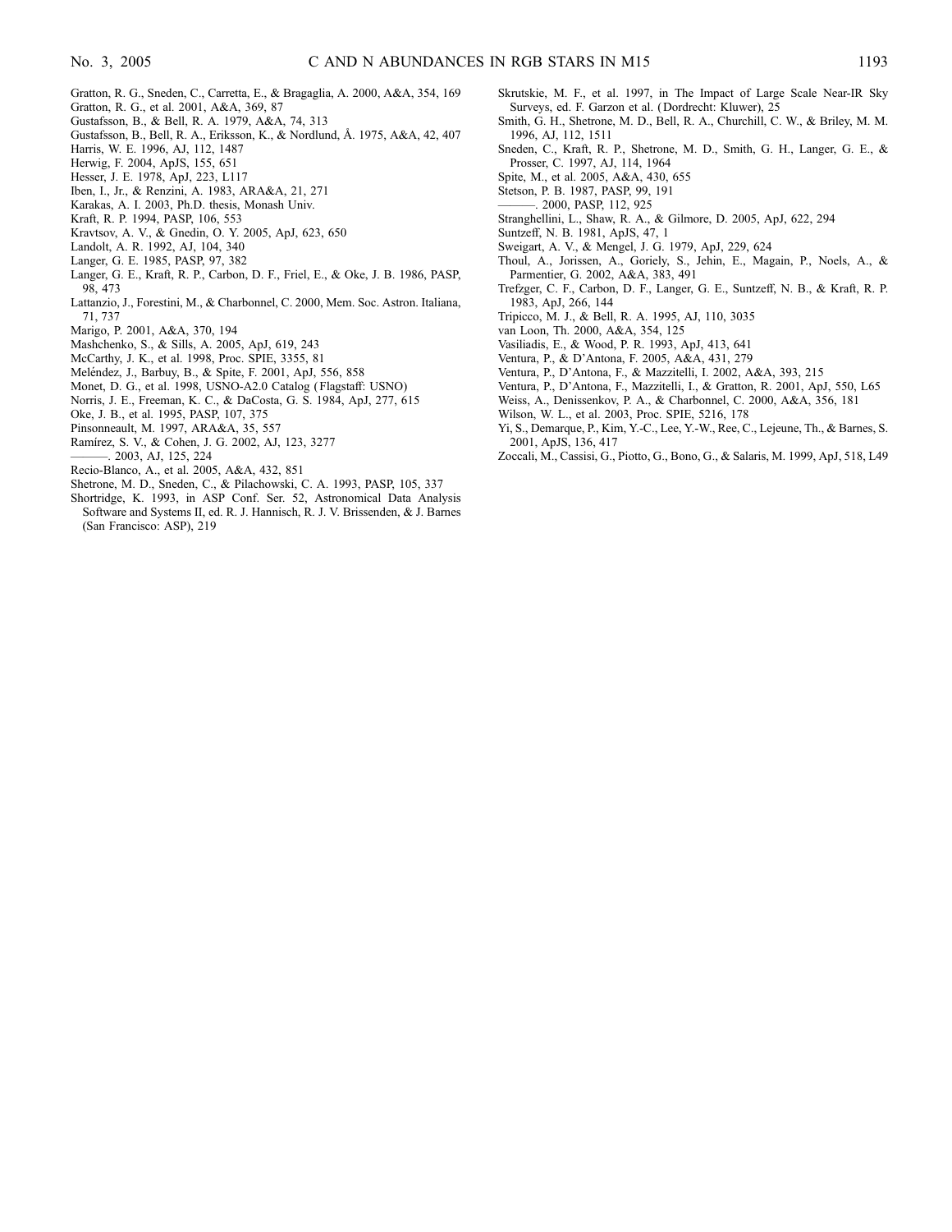Gratton, R. G., Sneden, C., Carretta, E., & Bragaglia, A. 2000, A&A, 354, 169
Gratton, R. G., et al. 2001, A&A, 369, 87
Gustafsson, B., & Bell, R. A. 1979, A&A, 74, 313
Gustafsson, B., Bell, R. A., Eriksson, K., & Nordlund, Å. 1975, A&A, 42, 407
Harris, W. E. 1996, AJ, 112, 1487
Herwig, F. 2004, ApJS, 155, 651
Hesser, J. E. 1978, ApJ, 223, L117
Iben, I., Jr., & Renzini, A. 1983, ARA&A, 21, 271
Karakas, A. I. 2003, Ph.D. thesis, Monash Univ.
Kraft, R. P. 1994, PASP, 106, 553
Kravtsov, A. V., & Gnedin, O. Y. 2005, ApJ, 623, 650
Landolt, A. R. 1992, AJ, 104, 340
Langer, G. E. 1985, PASP, 97, 382
Langer, G. E., Kraft, R. P., Carbon, D. F., Friel, E., & Oke, J. B. 1986, PASP, 98, 473
Lattanzio, J., Forestini, M., & Charbonnel, C. 2000, Mem. Soc. Astron. Italiana, 71, 737
Marigo, P. 2001, A&A, 370, 194
Mashchenko, S., & Sills, A. 2005, ApJ, 619, 243
McCarthy, J. K., et al. 1998, Proc. SPIE, 3355, 81
Meléndez, J., Barbuy, B., & Spite, F. 2001, ApJ, 556, 858
Monet, D. G., et al. 1998, USNO-A2.0 Catalog (Flagstaff: USNO)
Norris, J. E., Freeman, K. C., & DaCosta, G. S. 1984, ApJ, 277, 615
Oke, J. B., et al. 1995, PASP, 107, 375
Pinsonneault, M. 1997, ARA&A, 35, 557
Ramírez, S. V., & Cohen, J. G. 2002, AJ, 123, 3277
———. 2003, AJ, 125, 224
Recio-Blanco, A., et al. 2005, A&A, 432, 851
Shetrone, M. D., Sneden, C., & Pilachowski, C. A. 1993, PASP, 105, 337
Shortridge, K. 1993, in ASP Conf. Ser. 52, Astronomical Data Analysis Software and Systems II, ed. R. J. Hannisch, R. J. V. Brissenden, & J. Barnes (San Francisco: ASP), 219
Skrutskie, M. F., et al. 1997, in The Impact of Large Scale Near-IR Sky Surveys, ed. F. Garzon et al. (Dordrecht: Kluwer), 25
Smith, G. H., Shetrone, M. D., Bell, R. A., Churchill, C. W., & Briley, M. M. 1996, AJ, 112, 1511
Sneden, C., Kraft, R. P., Shetrone, M. D., Smith, G. H., Langer, G. E., & Prosser, C. 1997, AJ, 114, 1964
Spite, M., et al. 2005, A&A, 430, 655
Stetson, P. B. 1987, PASP, 99, 191
———. 2000, PASP, 112, 925
Stranghellini, L., Shaw, R. A., & Gilmore, D. 2005, ApJ, 622, 294
Suntzeff, N. B. 1981, ApJS, 47, 1
Sweigart, A. V., & Mengel, J. G. 1979, ApJ, 229, 624
Thoul, A., Jorissen, A., Goriely, S., Jehin, E., Magain, P., Noels, A., & Parmentier, G. 2002, A&A, 383, 491
Trefzger, C. F., Carbon, D. F., Langer, G. E., Suntzeff, N. B., & Kraft, R. P. 1983, ApJ, 266, 144
Tripicco, M. J., & Bell, R. A. 1995, AJ, 110, 3035
van Loon, Th. 2000, A&A, 354, 125
Vasiliadis, E., & Wood, P. R. 1993, ApJ, 413, 641
Ventura, P., & D'Antona, F. 2005, A&A, 431, 279
Ventura, P., D'Antona, F., & Mazzitelli, I. 2002, A&A, 393, 215
Ventura, P., D'Antona, F., Mazzitelli, I., & Gratton, R. 2001, ApJ, 550, L65
Weiss, A., Denissenkov, P. A., & Charbonnel, C. 2000, A&A, 356, 181
Wilson, W. L., et al. 2003, Proc. SPIE, 5216, 178
Yi, S., Demarque, P., Kim, Y.-C., Lee, Y.-W., Ree, C., Lejeune, Th., & Barnes, S. 2001, ApJS, 136, 417
Zoccali, M., Cassisi, G., Piotto, G., Bono, G., & Salaris, M. 1999, ApJ, 518, L49